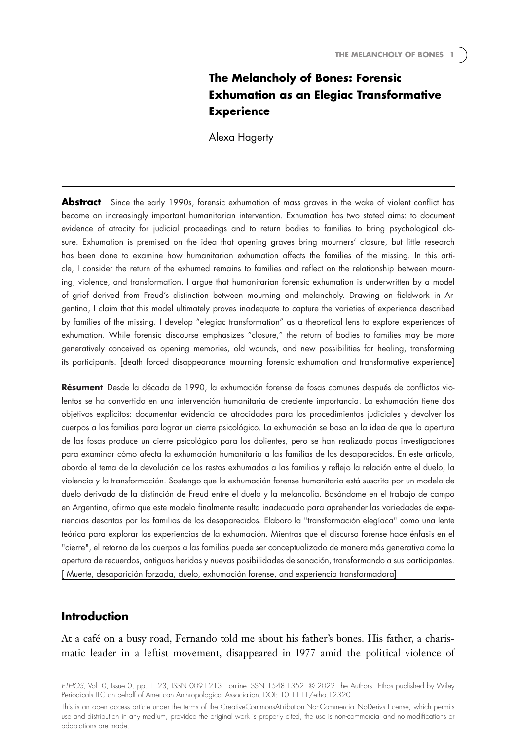# The Melancholy of Bones: Forensic Exhumation as an Elegiac Transformative Experience

Alexa Hagerty

**Abstract** Since the early 1990s, forensic exhumation of mass graves in the wake of violent conflict has become an increasingly important humanitarian intervention. Exhumation has two stated aims: to document evidence of atrocity for judicial proceedings and to return bodies to families to bring psychological closure. Exhumation is premised on the idea that opening graves bring mourners' closure, but little research has been done to examine how humanitarian exhumation affects the families of the missing. In this article, I consider the return of the exhumed remains to families and reflect on the relationship between mourning, violence, and transformation. I argue that humanitarian forensic exhumation is underwritten by a model of grief derived from Freud's distinction between mourning and melancholy. Drawing on fieldwork in Argentina, I claim that this model ultimately proves inadequate to capture the varieties of experience described by families of the missing. I develop "elegiac transformation" as a theoretical lens to explore experiences of exhumation. While forensic discourse emphasizes "closure," the return of bodies to families may be more generatively conceived as opening memories, old wounds, and new possibilities for healing, transforming its participants. [death forced disappearance mourning forensic exhumation and transformative experience]

**Résument** Desde la década de 1990, la exhumación forense de fosas comunes después de conflictos violentos se ha convertido en una intervención humanitaria de creciente importancia. La exhumación tiene dos objetivos explícitos: documentar evidencia de atrocidades para los procedimientos judiciales y devolver los cuerpos a las familias para lograr un cierre psicológico. La exhumación se basa en la idea de que la apertura de las fosas produce un cierre psicológico para los dolientes, pero se han realizado pocas investigaciones para examinar cómo afecta la exhumación humanitaria a las familias de los desaparecidos. En este artículo, abordo el tema de la devolución de los restos exhumados a las familias y reflejo la relación entre el duelo, la violencia y la transformación. Sostengo que la exhumación forense humanitaria está suscrita por un modelo de duelo derivado de la distinción de Freud entre el duelo y la melancolía. Basándome en el trabajo de campo en Argentina, afirmo que este modelo finalmente resulta inadecuado para aprehender las variedades de experiencias descritas por las familias de los desaparecidos. Elaboro la "transformación elegíaca" como una lente teórica para explorar las experiencias de la exhumación. Mientras que el discurso forense hace énfasis en el "cierre", el retorno de los cuerpos a las familias puede ser conceptualizado de manera más generativa como la apertura de recuerdos, antiguas heridas y nuevas posibilidades de sanación, transformando a sus participantes. [ Muerte, desaparición forzada, duelo, exhumación forense, and experiencia transformadora]

## Introduction

At a café on a busy road, Fernando told me about his father's bones. His father, a charismatic leader in a leftist movement, disappeared in 1977 amid the political violence of

*ETHOS*, Vol. 0, Issue 0, pp. 1–23, ISSN 0091-2131 online ISSN 1548-1352. © 2022 The Authors. Ethos published by Wiley Periodicals LLC on behalf of American Anthropological Association. DOI: 10.1111/etho.12320

This is an open access article under the terms of the CreativeCommonsAttribution-NonCommercial-NoDerivs License, which permits use and distribution in any medium, provided the original work is properly cited, the use is non-commercial and no modifications or adaptations are made.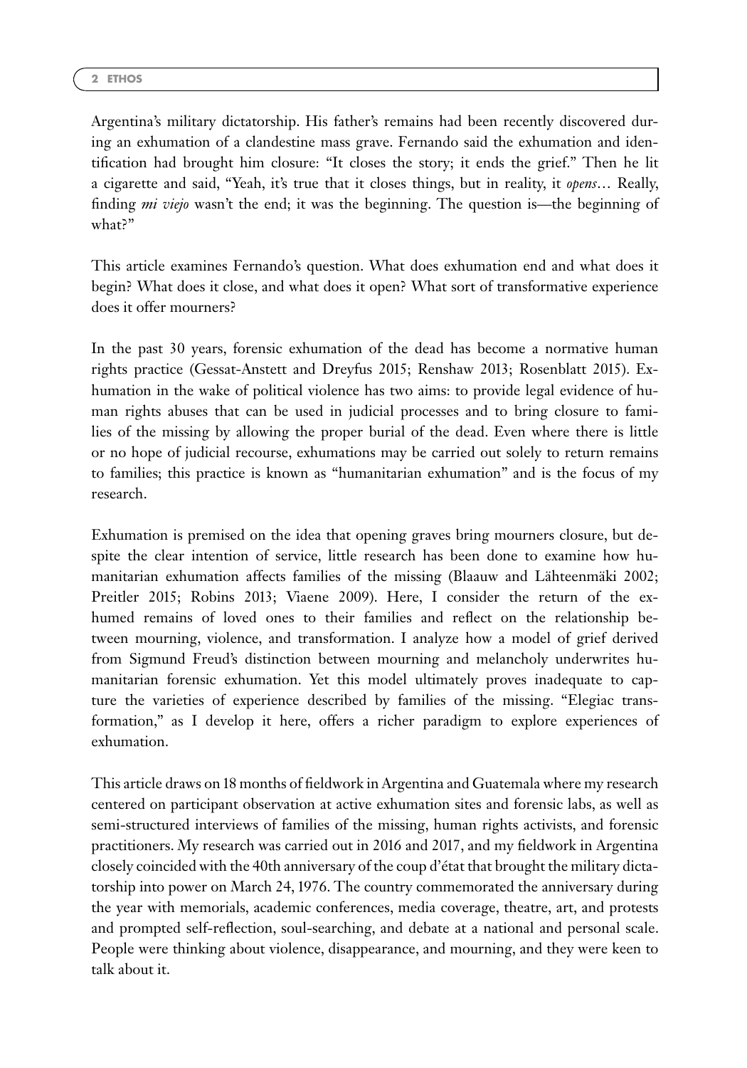Argentina's military dictatorship. His father's remains had been recently discovered during an exhumation of a clandestine mass grave. Fernando said the exhumation and identification had brought him closure: "It closes the story; it ends the grief." Then he lit a cigarette and said, "Yeah, it's true that it closes things, but in reality, it *opens*… Really, finding *mi viejo* wasn't the end; it was the beginning. The question is—the beginning of what?"

This article examines Fernando's question. What does exhumation end and what does it begin? What does it close, and what does it open? What sort of transformative experience does it offer mourners?

In the past 30 years, forensic exhumation of the dead has become a normative human rights practice (Gessat-Anstett and Dreyfus 2015; Renshaw 2013; Rosenblatt 2015). Exhumation in the wake of political violence has two aims: to provide legal evidence of human rights abuses that can be used in judicial processes and to bring closure to families of the missing by allowing the proper burial of the dead. Even where there is little or no hope of judicial recourse, exhumations may be carried out solely to return remains to families; this practice is known as "humanitarian exhumation" and is the focus of my research.

Exhumation is premised on the idea that opening graves bring mourners closure, but despite the clear intention of service, little research has been done to examine how humanitarian exhumation affects families of the missing (Blaauw and Lähteenmäki 2002; Preitler 2015; Robins 2013; Viaene 2009). Here, I consider the return of the exhumed remains of loved ones to their families and reflect on the relationship between mourning, violence, and transformation. I analyze how a model of grief derived from Sigmund Freud's distinction between mourning and melancholy underwrites humanitarian forensic exhumation. Yet this model ultimately proves inadequate to capture the varieties of experience described by families of the missing. "Elegiac transformation," as I develop it here, offers a richer paradigm to explore experiences of exhumation.

This article draws on 18 months of fieldwork in Argentina and Guatemala where my research centered on participant observation at active exhumation sites and forensic labs, as well as semi-structured interviews of families of the missing, human rights activists, and forensic practitioners. My research was carried out in 2016 and 2017, and my fieldwork in Argentina closely coincided with the 40th anniversary of the coup d'état that brought the military dictatorship into power on March 24, 1976. The country commemorated the anniversary during the year with memorials, academic conferences, media coverage, theatre, art, and protests and prompted self-reflection, soul-searching, and debate at a national and personal scale. People were thinking about violence, disappearance, and mourning, and they were keen to talk about it.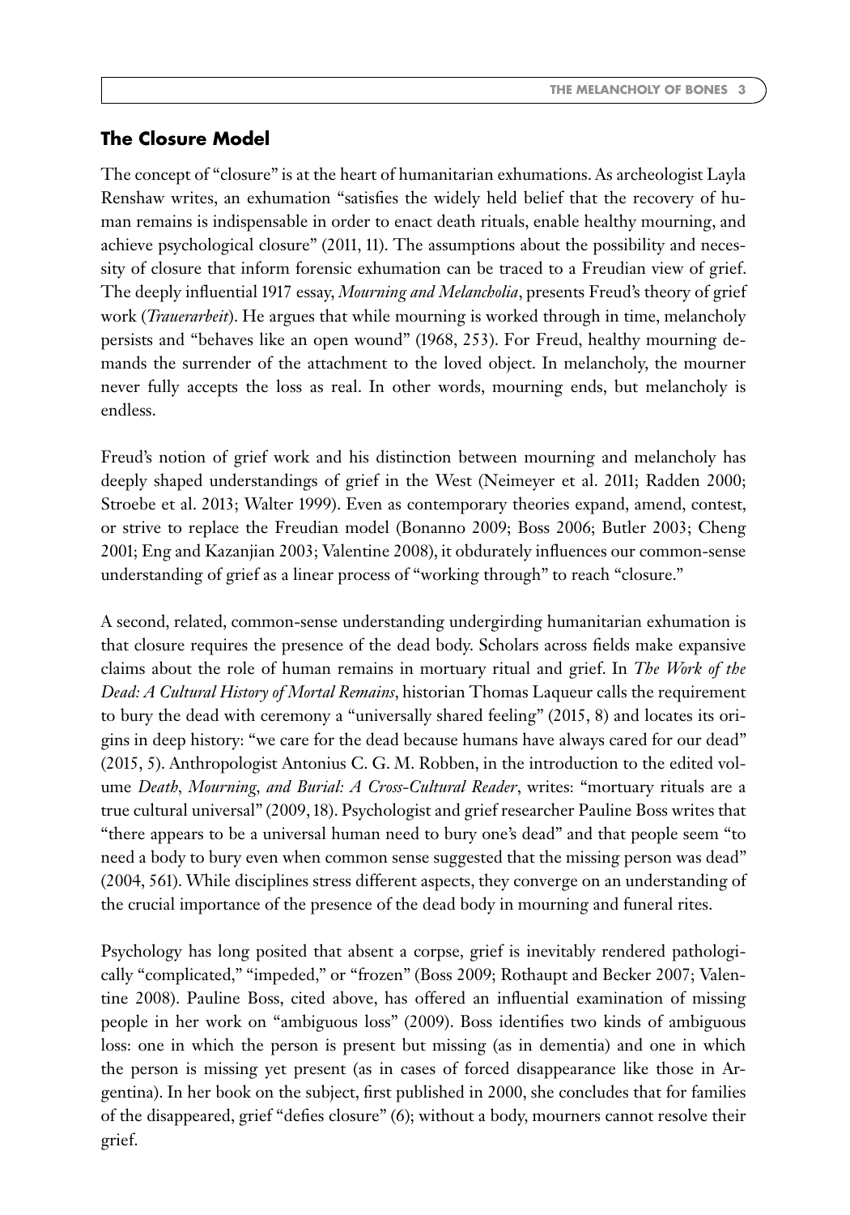## The Closure Model

The concept of "closure" is at the heart of humanitarian exhumations. As archeologist Layla Renshaw writes, an exhumation "satisfies the widely held belief that the recovery of human remains is indispensable in order to enact death rituals, enable healthy mourning, and achieve psychological closure" (2011, 11). The assumptions about the possibility and necessity of closure that inform forensic exhumation can be traced to a Freudian view of grief. The deeply influential 1917 essay, *Mourning and Melancholia*, presents Freud's theory of grief work (*Trauerarbeit*). He argues that while mourning is worked through in time, melancholy persists and "behaves like an open wound" (1968, 253). For Freud, healthy mourning demands the surrender of the attachment to the loved object. In melancholy, the mourner never fully accepts the loss as real. In other words, mourning ends, but melancholy is endless.

Freud's notion of grief work and his distinction between mourning and melancholy has deeply shaped understandings of grief in the West (Neimeyer et al. 2011; Radden 2000; Stroebe et al. 2013; Walter 1999). Even as contemporary theories expand, amend, contest, or strive to replace the Freudian model (Bonanno 2009; Boss 2006; Butler 2003; Cheng 2001; Eng and Kazanjian 2003; Valentine 2008), it obdurately influences our common-sense understanding of grief as a linear process of "working through" to reach "closure."

A second, related, common-sense understanding undergirding humanitarian exhumation is that closure requires the presence of the dead body. Scholars across fields make expansive claims about the role of human remains in mortuary ritual and grief. In *The Work of the Dead: A Cultural History of Mortal Remains*, historian Thomas Laqueur calls the requirement to bury the dead with ceremony a "universally shared feeling" (2015, 8) and locates its origins in deep history: "we care for the dead because humans have always cared for our dead" (2015, 5). Anthropologist Antonius C. G. M. Robben, in the introduction to the edited volume *Death, Mourning, and Burial: A Cross-Cultural Reader*, writes: "mortuary rituals are a true cultural universal" (2009, 18). Psychologist and grief researcher Pauline Boss writes that "there appears to be a universal human need to bury one's dead" and that people seem "to need a body to bury even when common sense suggested that the missing person was dead" (2004, 561). While disciplines stress different aspects, they converge on an understanding of the crucial importance of the presence of the dead body in mourning and funeral rites.

Psychology has long posited that absent a corpse, grief is inevitably rendered pathologically "complicated," "impeded," or "frozen" (Boss 2009; Rothaupt and Becker 2007; Valentine 2008). Pauline Boss, cited above, has offered an influential examination of missing people in her work on "ambiguous loss" (2009). Boss identifies two kinds of ambiguous loss: one in which the person is present but missing (as in dementia) and one in which the person is missing yet present (as in cases of forced disappearance like those in Argentina). In her book on the subject, first published in 2000, she concludes that for families of the disappeared, grief "defies closure" (6); without a body, mourners cannot resolve their grief.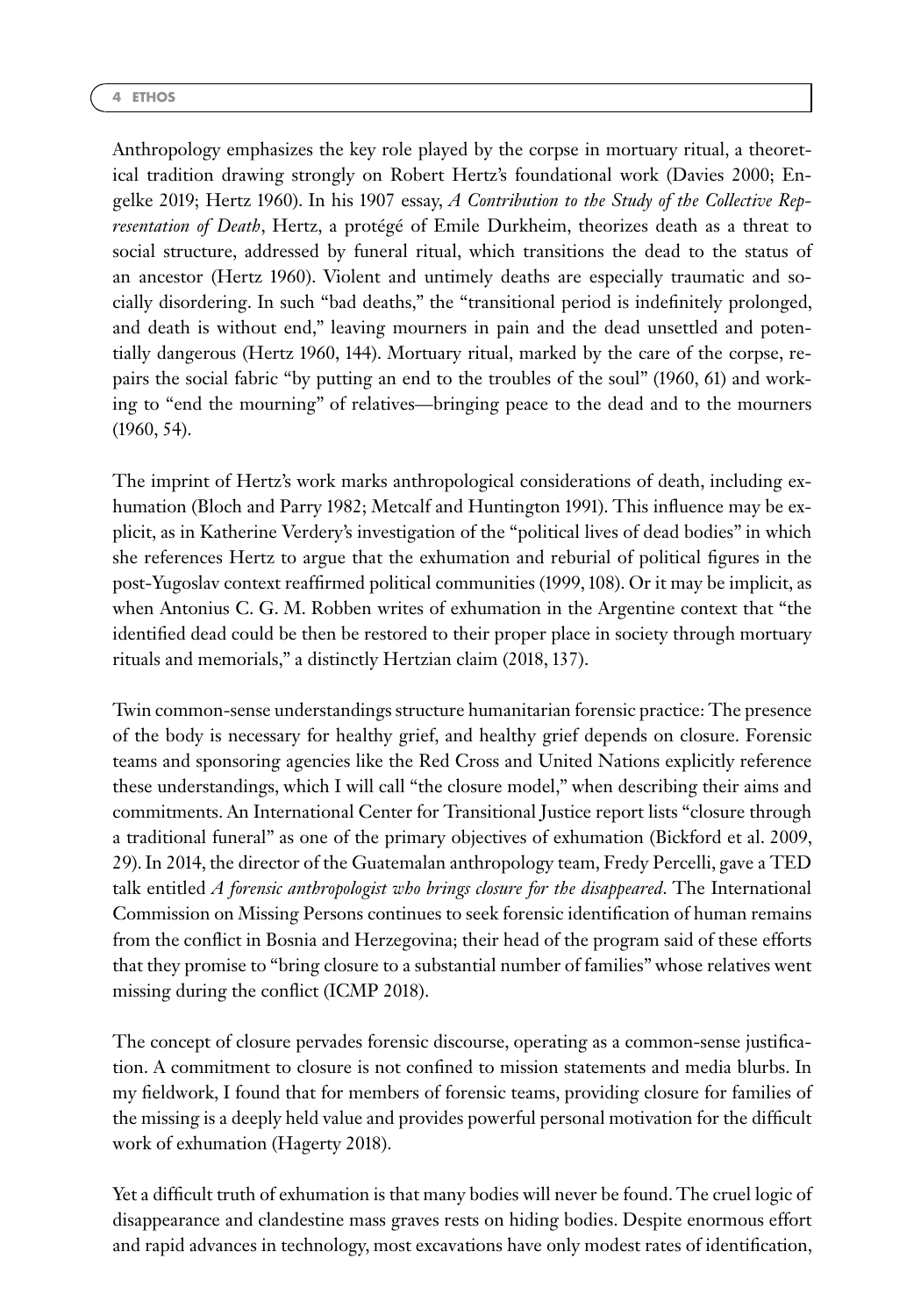Anthropology emphasizes the key role played by the corpse in mortuary ritual, a theoretical tradition drawing strongly on Robert Hertz's foundational work (Davies 2000; Engelke 2019; Hertz 1960). In his 1907 essay, *A Contribution to the Study of the Collective Representation of Death*, Hertz, a protégé of Emile Durkheim, theorizes death as a threat to social structure, addressed by funeral ritual, which transitions the dead to the status of an ancestor (Hertz 1960). Violent and untimely deaths are especially traumatic and socially disordering. In such "bad deaths," the "transitional period is indefinitely prolonged, and death is without end," leaving mourners in pain and the dead unsettled and potentially dangerous (Hertz 1960, 144). Mortuary ritual, marked by the care of the corpse, repairs the social fabric "by putting an end to the troubles of the soul" (1960, 61) and working to "end the mourning" of relatives—bringing peace to the dead and to the mourners (1960, 54).

The imprint of Hertz's work marks anthropological considerations of death, including exhumation (Bloch and Parry 1982; Metcalf and Huntington 1991). This influence may be explicit, as in Katherine Verdery's investigation of the "political lives of dead bodies" in which she references Hertz to argue that the exhumation and reburial of political figures in the post-Yugoslav context reaffirmed political communities (1999, 108). Or it may be implicit, as when Antonius C. G. M. Robben writes of exhumation in the Argentine context that "the identified dead could be then be restored to their proper place in society through mortuary rituals and memorials," a distinctly Hertzian claim (2018, 137).

Twin common-sense understandings structure humanitarian forensic practice: The presence of the body is necessary for healthy grief, and healthy grief depends on closure. Forensic teams and sponsoring agencies like the Red Cross and United Nations explicitly reference these understandings, which I will call "the closure model," when describing their aims and commitments. An International Center for Transitional Justice report lists "closure through a traditional funeral" as one of the primary objectives of exhumation (Bickford et al. 2009, 29). In 2014, the director of the Guatemalan anthropology team, Fredy Percelli, gave a TED talk entitled *A forensic anthropologist who brings closure for the disappeared*. The International Commission on Missing Persons continues to seek forensic identification of human remains from the conflict in Bosnia and Herzegovina; their head of the program said of these efforts that they promise to "bring closure to a substantial number of families" whose relatives went missing during the conflict (ICMP 2018).

The concept of closure pervades forensic discourse, operating as a common-sense justification. A commitment to closure is not confined to mission statements and media blurbs. In my fieldwork, I found that for members of forensic teams, providing closure for families of the missing is a deeply held value and provides powerful personal motivation for the difficult work of exhumation (Hagerty 2018).

Yet a difficult truth of exhumation is that many bodies will never be found. The cruel logic of disappearance and clandestine mass graves rests on hiding bodies. Despite enormous effort and rapid advances in technology, most excavations have only modest rates of identification,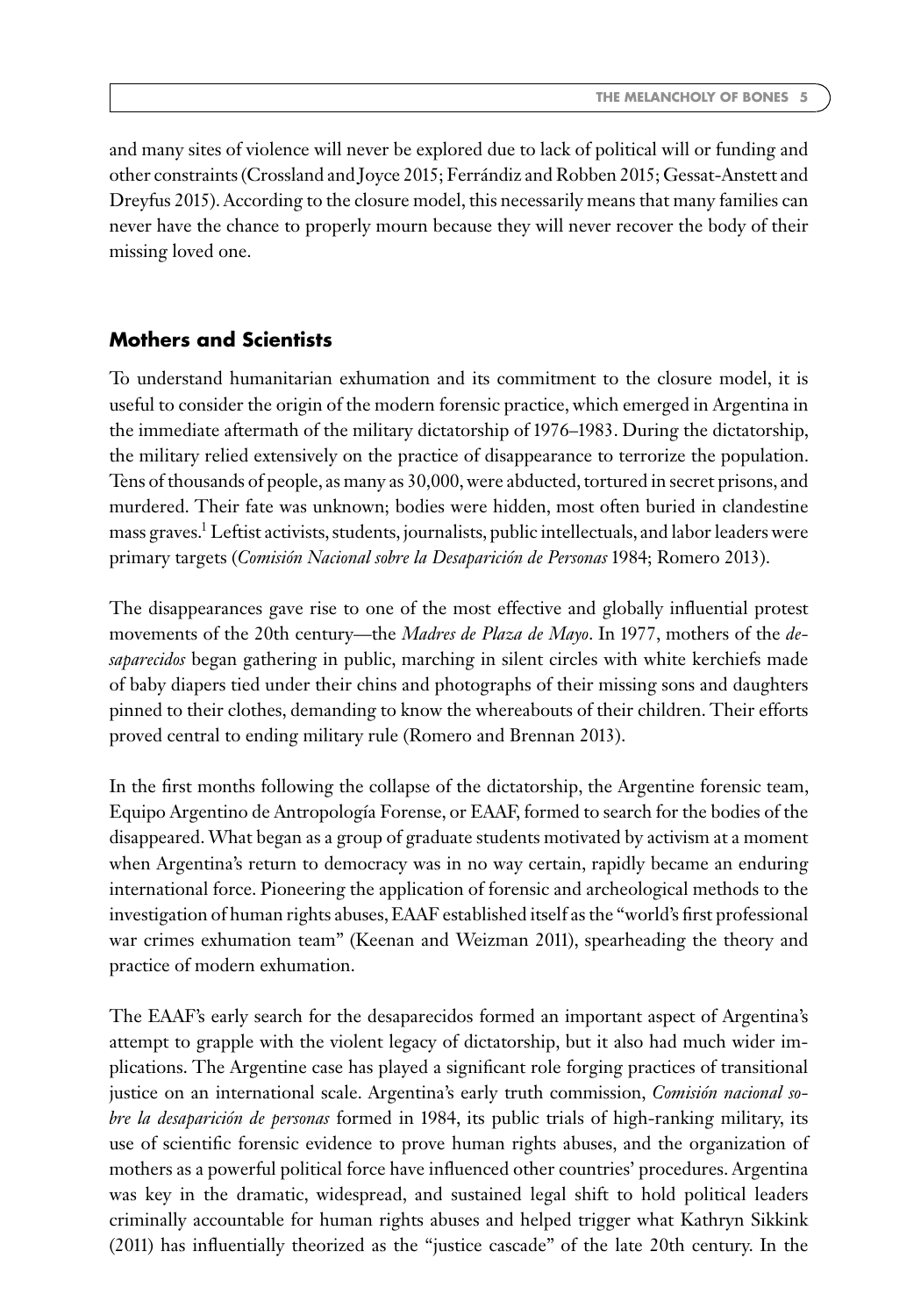and many sites of violence will never be explored due to lack of political will or funding and other constraints (Crossland and Joyce 2015; Ferrándiz and Robben 2015; Gessat-Anstett and Dreyfus 2015). According to the closure model, this necessarily means that many families can never have the chance to properly mourn because they will never recover the body of their missing loved one.

## Mothers and Scientists

To understand humanitarian exhumation and its commitment to the closure model, it is useful to consider the origin of the modern forensic practice, which emerged in Argentina in the immediate aftermath of the military dictatorship of 1976–1983. During the dictatorship, the military relied extensively on the practice of disappearance to terrorize the population. Tens of thousands of people, as many as 30,000, were abducted, tortured in secret prisons, and murdered. Their fate was unknown; bodies were hidden, most often buried in clandestine mass graves.[1] Leftist activists, students, journalists, public intellectuals, and labor leaders were primary targets (*Comisión Nacional sobre la Desaparición de Personas* 1984; Romero 2013).

The disappearances gave rise to one of the most effective and globally influential protest movements of the 20th century—the *Madres de Plaza de Mayo*. In 1977, mothers of the *desaparecidos* began gathering in public, marching in silent circles with white kerchiefs made of baby diapers tied under their chins and photographs of their missing sons and daughters pinned to their clothes, demanding to know the whereabouts of their children. Their efforts proved central to ending military rule (Romero and Brennan 2013).

In the first months following the collapse of the dictatorship, the Argentine forensic team, Equipo Argentino de Antropología Forense, or EAAF, formed to search for the bodies of the disappeared. What began as a group of graduate students motivated by activism at a moment when Argentina's return to democracy was in no way certain, rapidly became an enduring international force. Pioneering the application of forensic and archeological methods to the investigation of human rights abuses, EAAF established itself as the "world's first professional war crimes exhumation team" (Keenan and Weizman 2011), spearheading the theory and practice of modern exhumation.

The EAAF's early search for the desaparecidos formed an important aspect of Argentina's attempt to grapple with the violent legacy of dictatorship, but it also had much wider implications. The Argentine case has played a significant role forging practices of transitional justice on an international scale. Argentina's early truth commission, *Comisión nacional sobre la desaparición de personas* formed in 1984, its public trials of high-ranking military, its use of scientific forensic evidence to prove human rights abuses, and the organization of mothers as a powerful political force have influenced other countries' procedures. Argentina was key in the dramatic, widespread, and sustained legal shift to hold political leaders criminally accountable for human rights abuses and helped trigger what Kathryn Sikkink (2011) has influentially theorized as the "justice cascade" of the late 20th century. In the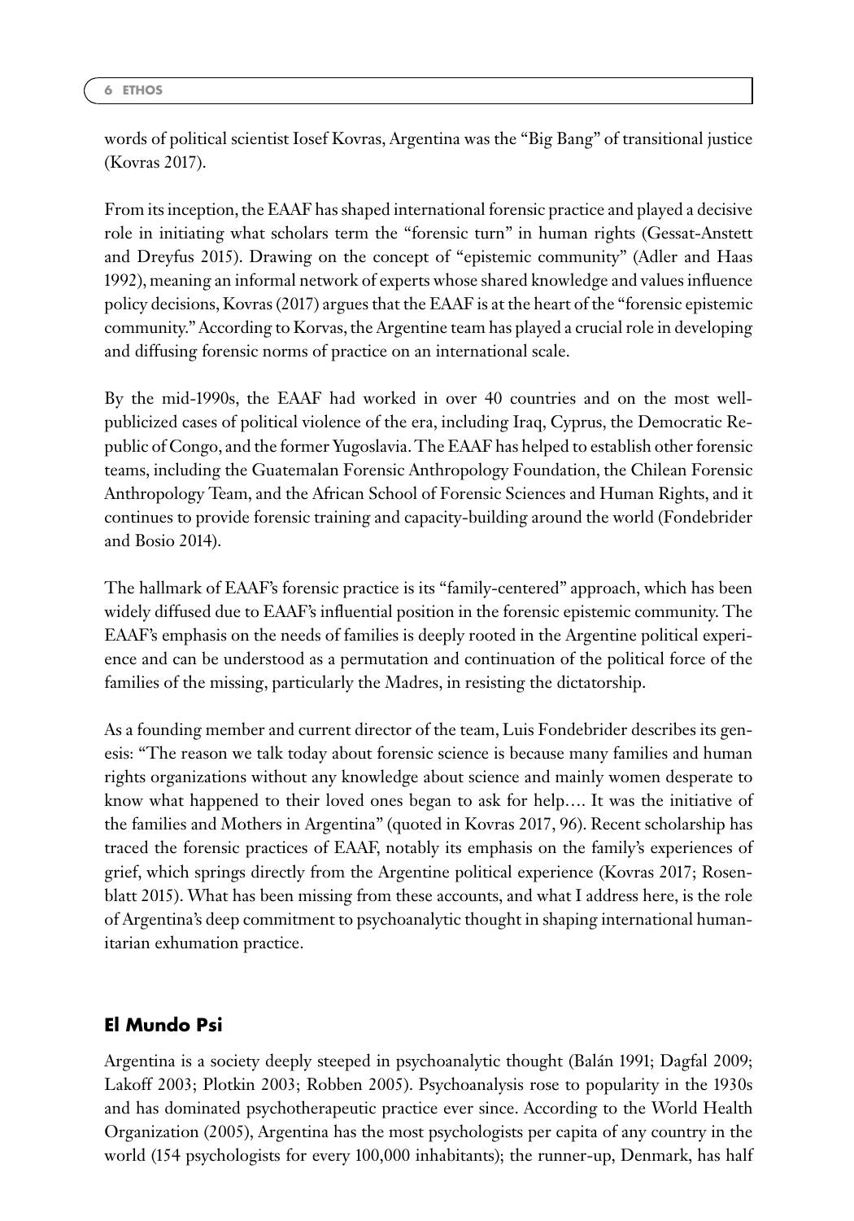words of political scientist Iosef Kovras, Argentina was the "Big Bang" of transitional justice (Kovras 2017).

From its inception, the EAAF has shaped international forensic practice and played a decisive role in initiating what scholars term the "forensic turn" in human rights (Gessat-Anstett and Dreyfus 2015). Drawing on the concept of "epistemic community" (Adler and Haas 1992), meaning an informal network of experts whose shared knowledge and values influence policy decisions, Kovras (2017) argues that the EAAF is at the heart of the "forensic epistemic community." According to Korvas, the Argentine team has played a crucial role in developing and diffusing forensic norms of practice on an international scale.

By the mid-1990s, the EAAF had worked in over 40 countries and on the most well-publicized cases of political violence of the era, including Iraq, Cyprus, the Democratic Republic of Congo, and the former Yugoslavia. The EAAF has helped to establish other forensic teams, including the Guatemalan Forensic Anthropology Foundation, the Chilean Forensic Anthropology Team, and the African School of Forensic Sciences and Human Rights, and it continues to provide forensic training and capacity-building around the world (Fondebrider and Bosio 2014).

The hallmark of EAAF's forensic practice is its "family-centered" approach, which has been widely diffused due to EAAF's influential position in the forensic epistemic community. The EAAF's emphasis on the needs of families is deeply rooted in the Argentine political experience and can be understood as a permutation and continuation of the political force of the families of the missing, particularly the Madres, in resisting the dictatorship.

As a founding member and current director of the team, Luis Fondebrider describes its genesis: "The reason we talk today about forensic science is because many families and human rights organizations without any knowledge about science and mainly women desperate to know what happened to their loved ones began to ask for help…. It was the initiative of the families and Mothers in Argentina" (quoted in Kovras 2017, 96). Recent scholarship has traced the forensic practices of EAAF, notably its emphasis on the family's experiences of grief, which springs directly from the Argentine political experience (Kovras 2017; Rosenblatt 2015). What has been missing from these accounts, and what I address here, is the role of Argentina's deep commitment to psychoanalytic thought in shaping international humanitarian exhumation practice.

## El Mundo Psi

Argentina is a society deeply steeped in psychoanalytic thought (Balán 1991; Dagfal 2009; Lakoff 2003; Plotkin 2003; Robben 2005). Psychoanalysis rose to popularity in the 1930s and has dominated psychotherapeutic practice ever since. According to the World Health Organization (2005), Argentina has the most psychologists per capita of any country in the world (154 psychologists for every 100,000 inhabitants); the runner-up, Denmark, has half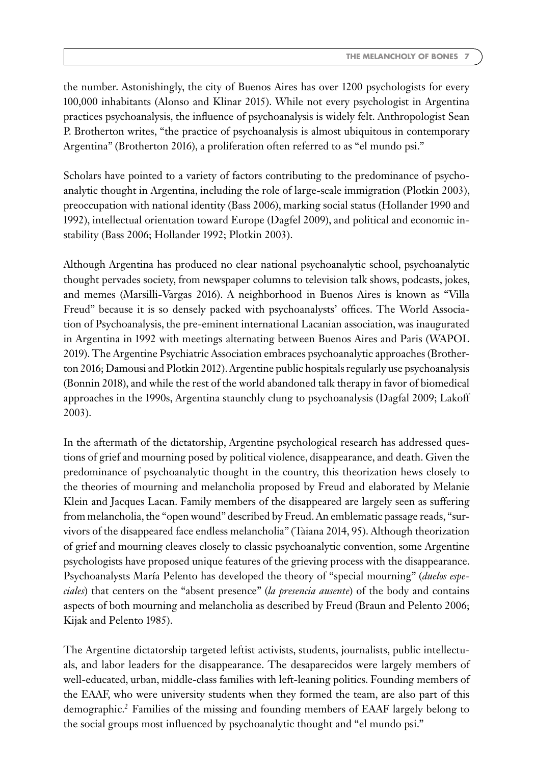the number. Astonishingly, the city of Buenos Aires has over 1200 psychologists for every 100,000 inhabitants (Alonso and Klinar 2015). While not every psychologist in Argentina practices psychoanalysis, the influence of psychoanalysis is widely felt. Anthropologist Sean P. Brotherton writes, "the practice of psychoanalysis is almost ubiquitous in contemporary Argentina" (Brotherton 2016), a proliferation often referred to as "el mundo psi."

Scholars have pointed to a variety of factors contributing to the predominance of psychoanalytic thought in Argentina, including the role of large-scale immigration (Plotkin 2003), preoccupation with national identity (Bass 2006), marking social status (Hollander 1990 and 1992), intellectual orientation toward Europe (Dagfel 2009), and political and economic instability (Bass 2006; Hollander 1992; Plotkin 2003).

Although Argentina has produced no clear national psychoanalytic school, psychoanalytic thought pervades society, from newspaper columns to television talk shows, podcasts, jokes, and memes (Marsilli-Vargas 2016). A neighborhood in Buenos Aires is known as "Villa Freud" because it is so densely packed with psychoanalysts' offices. The World Association of Psychoanalysis, the pre-eminent international Lacanian association, was inaugurated in Argentina in 1992 with meetings alternating between Buenos Aires and Paris (WAPOL 2019). The Argentine Psychiatric Association embraces psychoanalytic approaches (Brotherton 2016; Damousi and Plotkin 2012). Argentine public hospitals regularly use psychoanalysis (Bonnin 2018), and while the rest of the world abandoned talk therapy in favor of biomedical approaches in the 1990s, Argentina staunchly clung to psychoanalysis (Dagfal 2009; Lakoff 2003).

In the aftermath of the dictatorship, Argentine psychological research has addressed questions of grief and mourning posed by political violence, disappearance, and death. Given the predominance of psychoanalytic thought in the country, this theorization hews closely to the theories of mourning and melancholia proposed by Freud and elaborated by Melanie Klein and Jacques Lacan. Family members of the disappeared are largely seen as suffering from melancholia, the "open wound" described by Freud. An emblematic passage reads, "survivors of the disappeared face endless melancholia" (Taiana 2014, 95). Although theorization of grief and mourning cleaves closely to classic psychoanalytic convention, some Argentine psychologists have proposed unique features of the grieving process with the disappearance. Psychoanalysts María Pelento has developed the theory of "special mourning" (*duelos especiales*) that centers on the "absent presence" (*la presencia ausente*) of the body and contains aspects of both mourning and melancholia as described by Freud (Braun and Pelento 2006; Kijak and Pelento 1985).

The Argentine dictatorship targeted leftist activists, students, journalists, public intellectuals, and labor leaders for the disappearance. The desaparecidos were largely members of well-educated, urban, middle-class families with left-leaning politics. Founding members of the EAAF, who were university students when they formed the team, are also part of this demographic.[2] Families of the missing and founding members of EAAF largely belong to the social groups most influenced by psychoanalytic thought and "el mundo psi."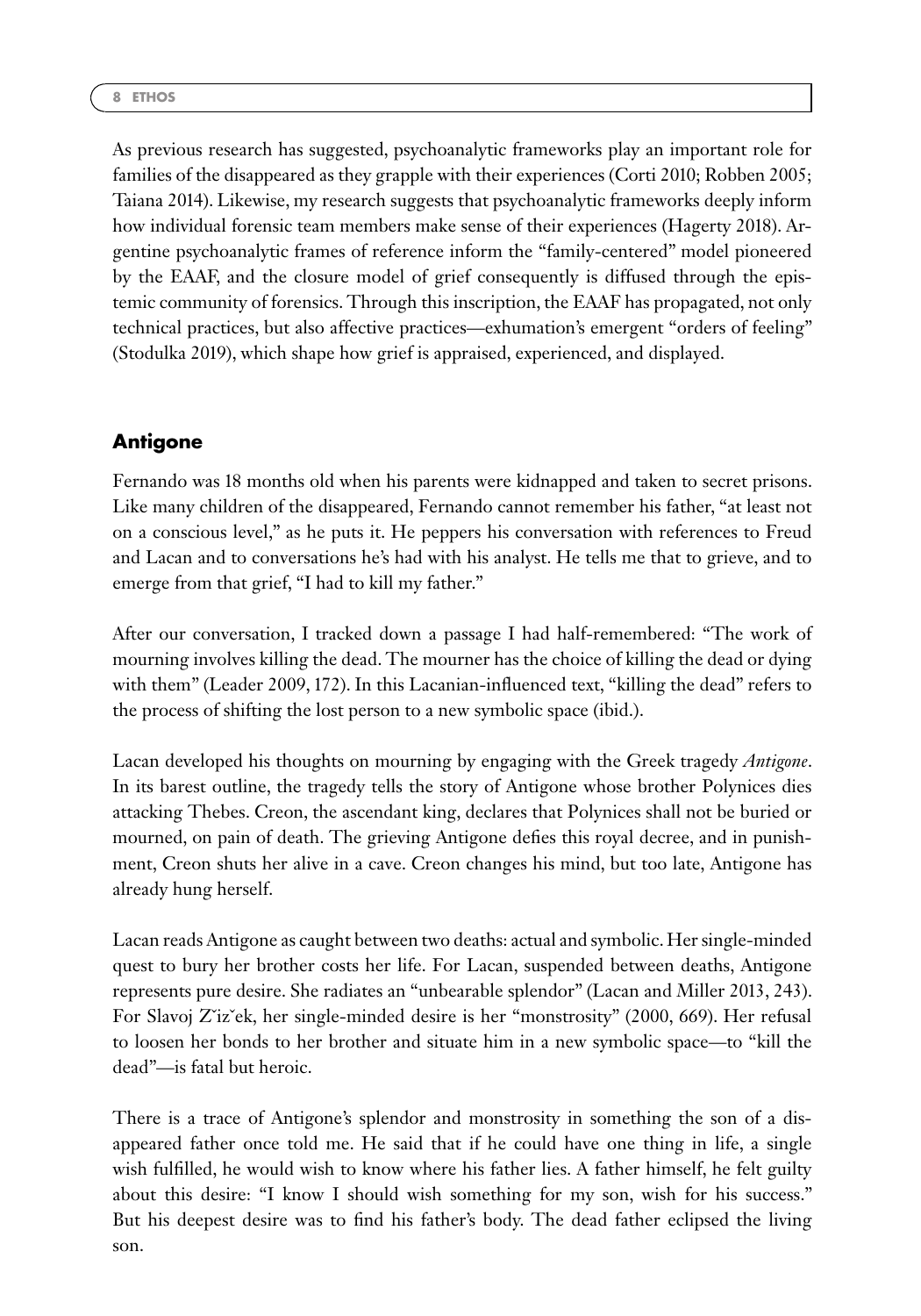As previous research has suggested, psychoanalytic frameworks play an important role for families of the disappeared as they grapple with their experiences (Corti 2010; Robben 2005; Taiana 2014). Likewise, my research suggests that psychoanalytic frameworks deeply inform how individual forensic team members make sense of their experiences (Hagerty 2018). Argentine psychoanalytic frames of reference inform the "family-centered" model pioneered by the EAAF, and the closure model of grief consequently is diffused through the epistemic community of forensics. Through this inscription, the EAAF has propagated, not only technical practices, but also affective practices—exhumation's emergent "orders of feeling" (Stodulka 2019), which shape how grief is appraised, experienced, and displayed.

## Antigone

Fernando was 18 months old when his parents were kidnapped and taken to secret prisons. Like many children of the disappeared, Fernando cannot remember his father, "at least not on a conscious level," as he puts it. He peppers his conversation with references to Freud and Lacan and to conversations he's had with his analyst. He tells me that to grieve, and to emerge from that grief, "I had to kill my father."

After our conversation, I tracked down a passage I had half-remembered: "The work of mourning involves killing the dead. The mourner has the choice of killing the dead or dying with them" (Leader 2009, 172). In this Lacanian-influenced text, "killing the dead" refers to the process of shifting the lost person to a new symbolic space (ibid.).

Lacan developed his thoughts on mourning by engaging with the Greek tragedy *Antigone*. In its barest outline, the tragedy tells the story of Antigone whose brother Polynices dies attacking Thebes. Creon, the ascendant king, declares that Polynices shall not be buried or mourned, on pain of death. The grieving Antigone defies this royal decree, and in punishment, Creon shuts her alive in a cave. Creon changes his mind, but too late, Antigone has already hung herself.

Lacan reads Antigone as caught between two deaths: actual and symbolic. Her single-minded quest to bury her brother costs her life. For Lacan, suspended between deaths, Antigone represents pure desire. She radiates an "unbearable splendor" (Lacan and Miller 2013, 243). For Slavoj Žižek, her single-minded desire is her "monstrosity" (2000, 669). Her refusal to loosen her bonds to her brother and situate him in a new symbolic space—to "kill the dead"—is fatal but heroic.

There is a trace of Antigone's splendor and monstrosity in something the son of a disappeared father once told me. He said that if he could have one thing in life, a single wish fulfilled, he would wish to know where his father lies. A father himself, he felt guilty about this desire: "I know I should wish something for my son, wish for his success." But his deepest desire was to find his father's body. The dead father eclipsed the living son.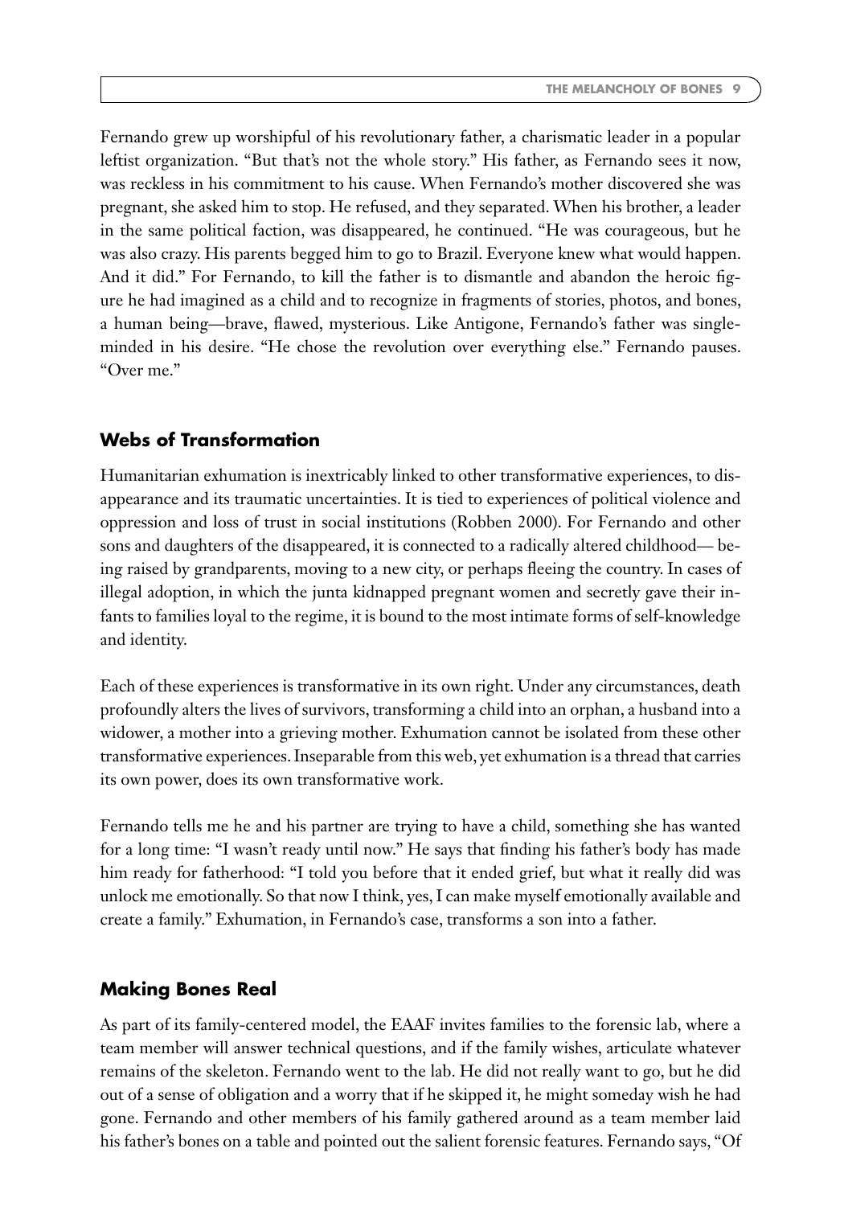Fernando grew up worshipful of his revolutionary father, a charismatic leader in a popular leftist organization. "But that's not the whole story." His father, as Fernando sees it now, was reckless in his commitment to his cause. When Fernando's mother discovered she was pregnant, she asked him to stop. He refused, and they separated. When his brother, a leader in the same political faction, was disappeared, he continued. "He was courageous, but he was also crazy. His parents begged him to go to Brazil. Everyone knew what would happen. And it did." For Fernando, to kill the father is to dismantle and abandon the heroic figure he had imagined as a child and to recognize in fragments of stories, photos, and bones, a human being—brave, flawed, mysterious. Like Antigone, Fernando's father was single-minded in his desire. "He chose the revolution over everything else." Fernando pauses. "Over me."

## Webs of Transformation

Humanitarian exhumation is inextricably linked to other transformative experiences, to disappearance and its traumatic uncertainties. It is tied to experiences of political violence and oppression and loss of trust in social institutions (Robben 2000). For Fernando and other sons and daughters of the disappeared, it is connected to a radically altered childhood— being raised by grandparents, moving to a new city, or perhaps fleeing the country. In cases of illegal adoption, in which the junta kidnapped pregnant women and secretly gave their infants to families loyal to the regime, it is bound to the most intimate forms of self-knowledge and identity.

Each of these experiences is transformative in its own right. Under any circumstances, death profoundly alters the lives of survivors, transforming a child into an orphan, a husband into a widower, a mother into a grieving mother. Exhumation cannot be isolated from these other transformative experiences. Inseparable from this web, yet exhumation is a thread that carries its own power, does its own transformative work.

Fernando tells me he and his partner are trying to have a child, something she has wanted for a long time: "I wasn't ready until now." He says that finding his father's body has made him ready for fatherhood: "I told you before that it ended grief, but what it really did was unlock me emotionally. So that now I think, yes, I can make myself emotionally available and create a family." Exhumation, in Fernando's case, transforms a son into a father.

## Making Bones Real

As part of its family-centered model, the EAAF invites families to the forensic lab, where a team member will answer technical questions, and if the family wishes, articulate whatever remains of the skeleton. Fernando went to the lab. He did not really want to go, but he did out of a sense of obligation and a worry that if he skipped it, he might someday wish he had gone. Fernando and other members of his family gathered around as a team member laid his father's bones on a table and pointed out the salient forensic features. Fernando says, "Of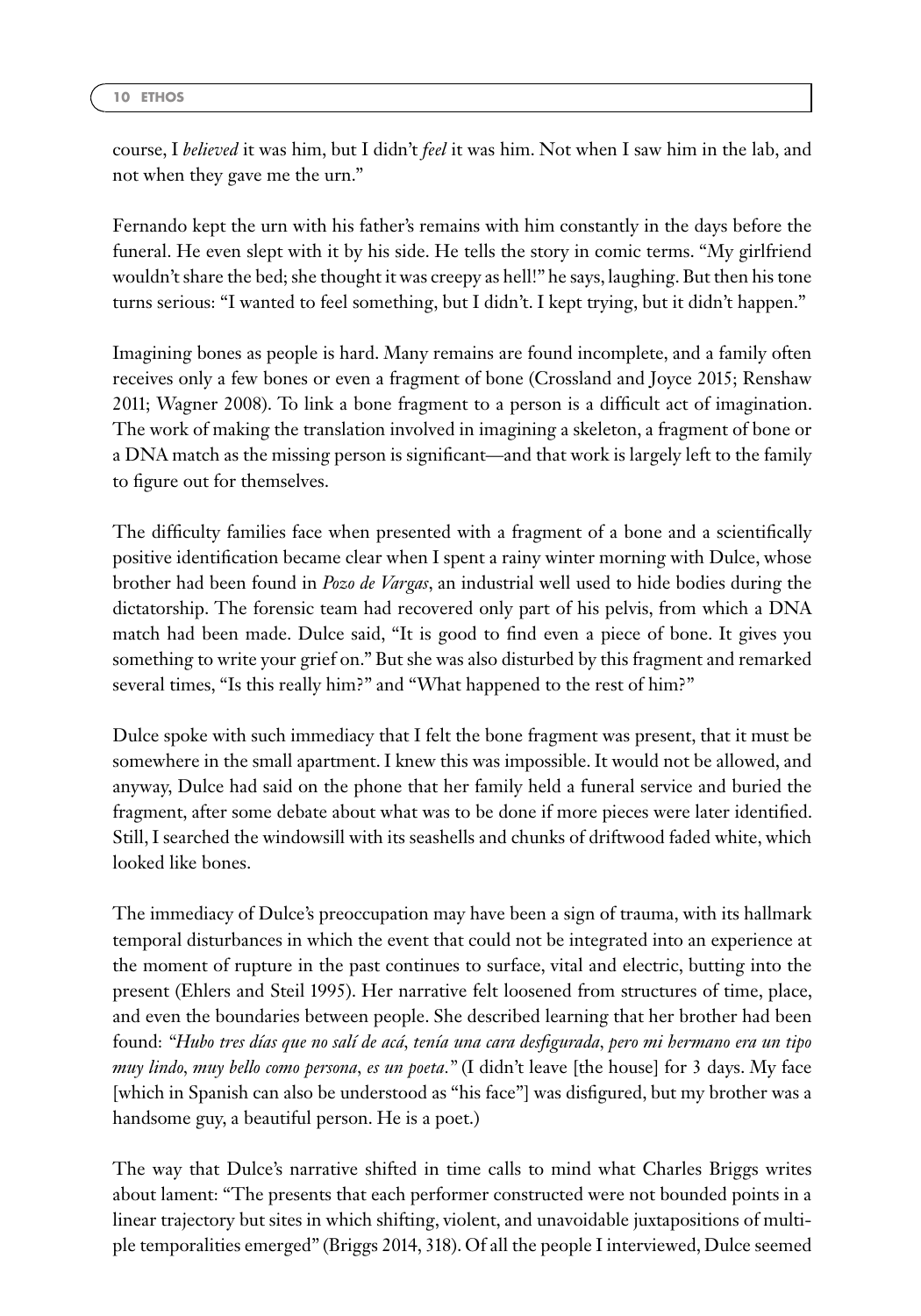course, I *believed* it was him, but I didn't *feel* it was him. Not when I saw him in the lab, and not when they gave me the urn."

Fernando kept the urn with his father's remains with him constantly in the days before the funeral. He even slept with it by his side. He tells the story in comic terms. "My girlfriend wouldn't share the bed; she thought it was creepy as hell!" he says, laughing. But then his tone turns serious: "I wanted to feel something, but I didn't. I kept trying, but it didn't happen."

Imagining bones as people is hard. Many remains are found incomplete, and a family often receives only a few bones or even a fragment of bone (Crossland and Joyce 2015; Renshaw 2011; Wagner 2008). To link a bone fragment to a person is a difficult act of imagination. The work of making the translation involved in imagining a skeleton, a fragment of bone or a DNA match as the missing person is significant—and that work is largely left to the family to figure out for themselves.

The difficulty families face when presented with a fragment of a bone and a scientifically positive identification became clear when I spent a rainy winter morning with Dulce, whose brother had been found in *Pozo de Vargas*, an industrial well used to hide bodies during the dictatorship. The forensic team had recovered only part of his pelvis, from which a DNA match had been made. Dulce said, "It is good to find even a piece of bone. It gives you something to write your grief on." But she was also disturbed by this fragment and remarked several times, "Is this really him?" and "What happened to the rest of him?"

Dulce spoke with such immediacy that I felt the bone fragment was present, that it must be somewhere in the small apartment. I knew this was impossible. It would not be allowed, and anyway, Dulce had said on the phone that her family held a funeral service and buried the fragment, after some debate about what was to be done if more pieces were later identified. Still, I searched the windowsill with its seashells and chunks of driftwood faded white, which looked like bones.

The immediacy of Dulce's preoccupation may have been a sign of trauma, with its hallmark temporal disturbances in which the event that could not be integrated into an experience at the moment of rupture in the past continues to surface, vital and electric, butting into the present (Ehlers and Steil 1995). Her narrative felt loosened from structures of time, place, and even the boundaries between people. She described learning that her brother had been found: *"Hubo tres días que no salí de acá, tenía una cara desfigurada, pero mi hermano era un tipo muy lindo, muy bello como persona, es un poeta."* (I didn't leave [the house] for 3 days. My face [which in Spanish can also be understood as "his face"] was disfigured, but my brother was a handsome guy, a beautiful person. He is a poet.)

The way that Dulce's narrative shifted in time calls to mind what Charles Briggs writes about lament: "The presents that each performer constructed were not bounded points in a linear trajectory but sites in which shifting, violent, and unavoidable juxtapositions of multiple temporalities emerged" (Briggs 2014, 318). Of all the people I interviewed, Dulce seemed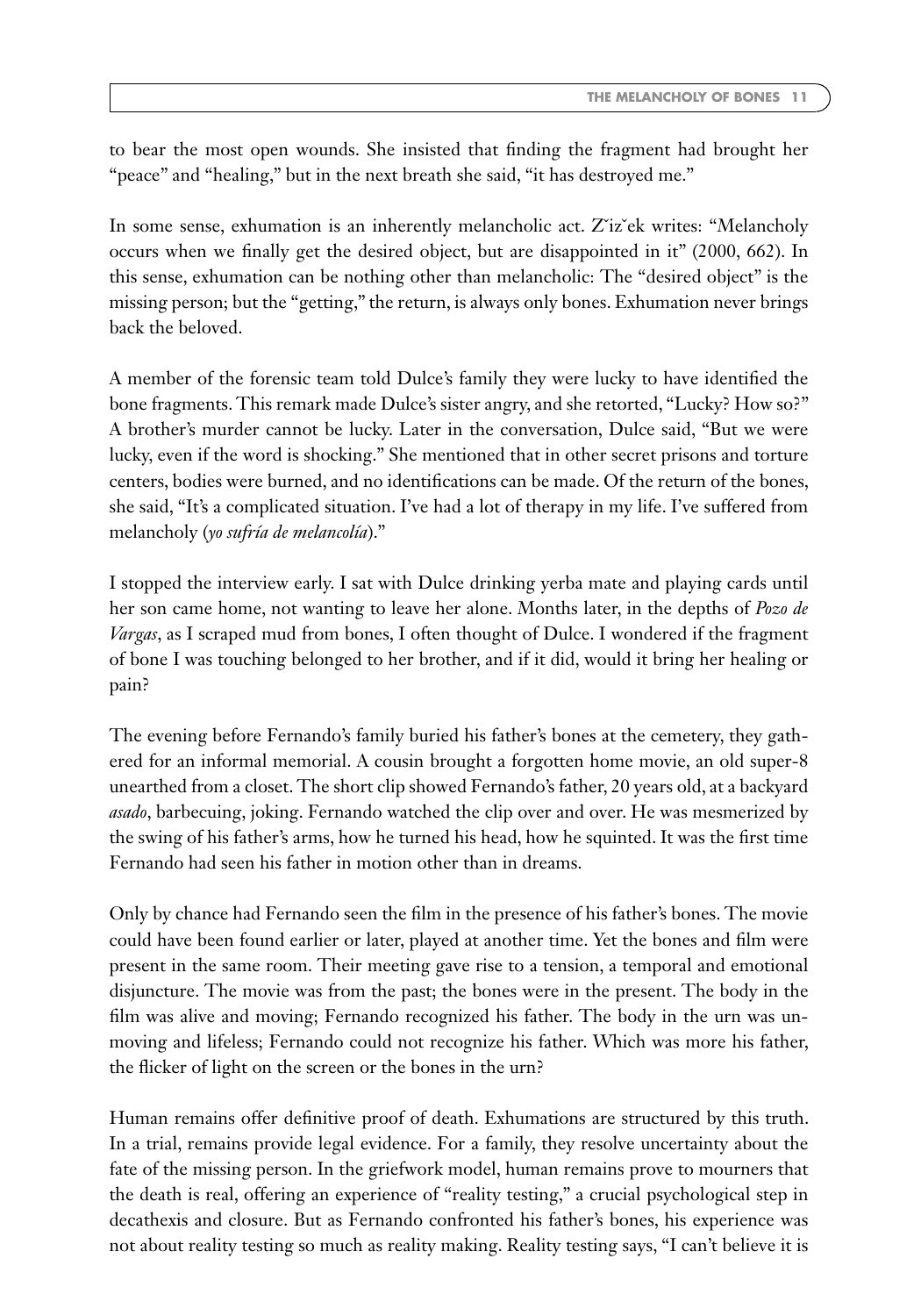to bear the most open wounds. She insisted that finding the fragment had brought her "peace" and "healing," but in the next breath she said, "it has destroyed me."

In some sense, exhumation is an inherently melancholic act. Žižek writes: "Melancholy occurs when we finally get the desired object, but are disappointed in it" (2000, 662). In this sense, exhumation can be nothing other than melancholic: The "desired object" is the missing person; but the "getting," the return, is always only bones. Exhumation never brings back the beloved.

A member of the forensic team told Dulce's family they were lucky to have identified the bone fragments. This remark made Dulce's sister angry, and she retorted, "Lucky? How so?" A brother's murder cannot be lucky. Later in the conversation, Dulce said, "But we were lucky, even if the word is shocking." She mentioned that in other secret prisons and torture centers, bodies were burned, and no identifications can be made. Of the return of the bones, she said, "It's a complicated situation. I've had a lot of therapy in my life. I've suffered from melancholy (*yo sufría de melancolía*)."

I stopped the interview early. I sat with Dulce drinking yerba mate and playing cards until her son came home, not wanting to leave her alone. Months later, in the depths of *Pozo de Vargas*, as I scraped mud from bones, I often thought of Dulce. I wondered if the fragment of bone I was touching belonged to her brother, and if it did, would it bring her healing or pain?

The evening before Fernando's family buried his father's bones at the cemetery, they gathered for an informal memorial. A cousin brought a forgotten home movie, an old super-8 unearthed from a closet. The short clip showed Fernando's father, 20 years old, at a backyard *asado*, barbecuing, joking. Fernando watched the clip over and over. He was mesmerized by the swing of his father's arms, how he turned his head, how he squinted. It was the first time Fernando had seen his father in motion other than in dreams.

Only by chance had Fernando seen the film in the presence of his father's bones. The movie could have been found earlier or later, played at another time. Yet the bones and film were present in the same room. Their meeting gave rise to a tension, a temporal and emotional disjuncture. The movie was from the past; the bones were in the present. The body in the film was alive and moving; Fernando recognized his father. The body in the urn was unmoving and lifeless; Fernando could not recognize his father. Which was more his father, the flicker of light on the screen or the bones in the urn?

Human remains offer definitive proof of death. Exhumations are structured by this truth. In a trial, remains provide legal evidence. For a family, they resolve uncertainty about the fate of the missing person. In the griefwork model, human remains prove to mourners that the death is real, offering an experience of "reality testing," a crucial psychological step in decathexis and closure. But as Fernando confronted his father's bones, his experience was not about reality testing so much as reality making. Reality testing says, "I can't believe it is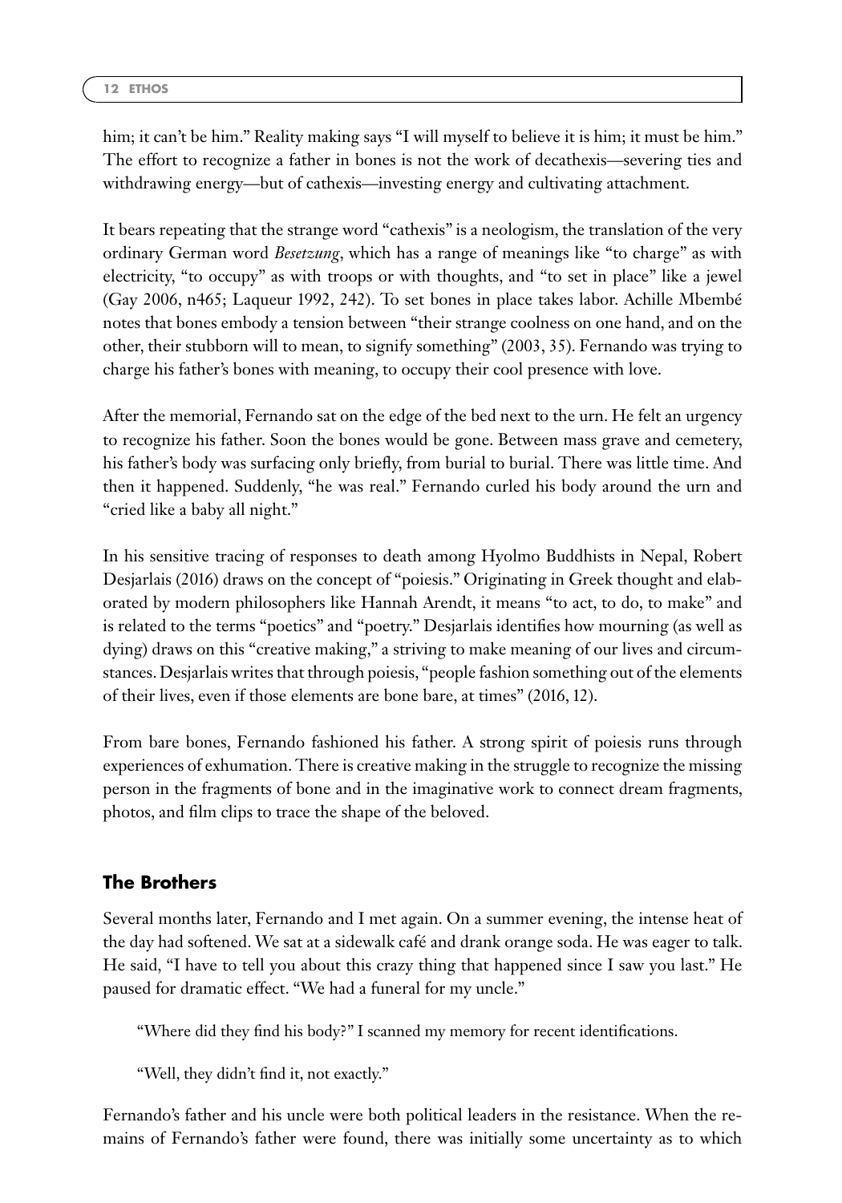him; it can't be him." Reality making says "I will myself to believe it is him; it must be him." The effort to recognize a father in bones is not the work of decathexis—severing ties and withdrawing energy—but of cathexis—investing energy and cultivating attachment.

It bears repeating that the strange word "cathexis" is a neologism, the translation of the very ordinary German word *Besetzung*, which has a range of meanings like "to charge" as with electricity, "to occupy" as with troops or with thoughts, and "to set in place" like a jewel (Gay 2006, n465; Laqueur 1992, 242). To set bones in place takes labor. Achille Mbembé notes that bones embody a tension between "their strange coolness on one hand, and on the other, their stubborn will to mean, to signify something" (2003, 35). Fernando was trying to charge his father's bones with meaning, to occupy their cool presence with love.

After the memorial, Fernando sat on the edge of the bed next to the urn. He felt an urgency to recognize his father. Soon the bones would be gone. Between mass grave and cemetery, his father's body was surfacing only briefly, from burial to burial. There was little time. And then it happened. Suddenly, "he was real." Fernando curled his body around the urn and "cried like a baby all night."

In his sensitive tracing of responses to death among Hyolmo Buddhists in Nepal, Robert Desjarlais (2016) draws on the concept of "poiesis." Originating in Greek thought and elaborated by modern philosophers like Hannah Arendt, it means "to act, to do, to make" and is related to the terms "poetics" and "poetry." Desjarlais identifies how mourning (as well as dying) draws on this "creative making," a striving to make meaning of our lives and circumstances. Desjarlais writes that through poiesis, "people fashion something out of the elements of their lives, even if those elements are bone bare, at times" (2016, 12).

From bare bones, Fernando fashioned his father. A strong spirit of poiesis runs through experiences of exhumation. There is creative making in the struggle to recognize the missing person in the fragments of bone and in the imaginative work to connect dream fragments, photos, and film clips to trace the shape of the beloved.

## The Brothers

Several months later, Fernando and I met again. On a summer evening, the intense heat of the day had softened. We sat at a sidewalk café and drank orange soda. He was eager to talk. He said, "I have to tell you about this crazy thing that happened since I saw you last." He paused for dramatic effect. "We had a funeral for my uncle."

"Where did they find his body?" I scanned my memory for recent identifications.

"Well, they didn't find it, not exactly."

Fernando's father and his uncle were both political leaders in the resistance. When the remains of Fernando's father were found, there was initially some uncertainty as to which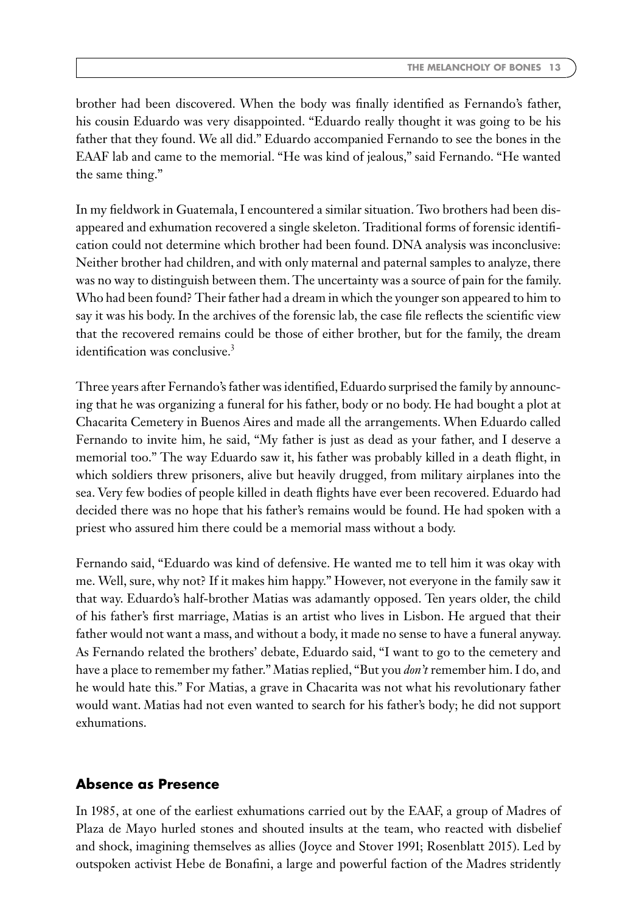brother had been discovered. When the body was finally identified as Fernando's father, his cousin Eduardo was very disappointed. "Eduardo really thought it was going to be his father that they found. We all did." Eduardo accompanied Fernando to see the bones in the EAAF lab and came to the memorial. "He was kind of jealous," said Fernando. "He wanted the same thing."

In my fieldwork in Guatemala, I encountered a similar situation. Two brothers had been disappeared and exhumation recovered a single skeleton. Traditional forms of forensic identification could not determine which brother had been found. DNA analysis was inconclusive: Neither brother had children, and with only maternal and paternal samples to analyze, there was no way to distinguish between them. The uncertainty was a source of pain for the family. Who had been found? Their father had a dream in which the younger son appeared to him to say it was his body. In the archives of the forensic lab, the case file reflects the scientific view that the recovered remains could be those of either brother, but for the family, the dream identification was conclusive.[3]

Three years after Fernando's father was identified, Eduardo surprised the family by announcing that he was organizing a funeral for his father, body or no body. He had bought a plot at Chacarita Cemetery in Buenos Aires and made all the arrangements. When Eduardo called Fernando to invite him, he said, "My father is just as dead as your father, and I deserve a memorial too." The way Eduardo saw it, his father was probably killed in a death flight, in which soldiers threw prisoners, alive but heavily drugged, from military airplanes into the sea. Very few bodies of people killed in death flights have ever been recovered. Eduardo had decided there was no hope that his father's remains would be found. He had spoken with a priest who assured him there could be a memorial mass without a body.

Fernando said, "Eduardo was kind of defensive. He wanted me to tell him it was okay with me. Well, sure, why not? If it makes him happy." However, not everyone in the family saw it that way. Eduardo's half-brother Matias was adamantly opposed. Ten years older, the child of his father's first marriage, Matias is an artist who lives in Lisbon. He argued that their father would not want a mass, and without a body, it made no sense to have a funeral anyway. As Fernando related the brothers' debate, Eduardo said, "I want to go to the cemetery and have a place to remember my father." Matias replied, "But you *don't* remember him. I do, and he would hate this." For Matias, a grave in Chacarita was not what his revolutionary father would want. Matias had not even wanted to search for his father's body; he did not support exhumations.

## Absence as Presence

In 1985, at one of the earliest exhumations carried out by the EAAF, a group of Madres of Plaza de Mayo hurled stones and shouted insults at the team, who reacted with disbelief and shock, imagining themselves as allies (Joyce and Stover 1991; Rosenblatt 2015). Led by outspoken activist Hebe de Bonafini, a large and powerful faction of the Madres stridently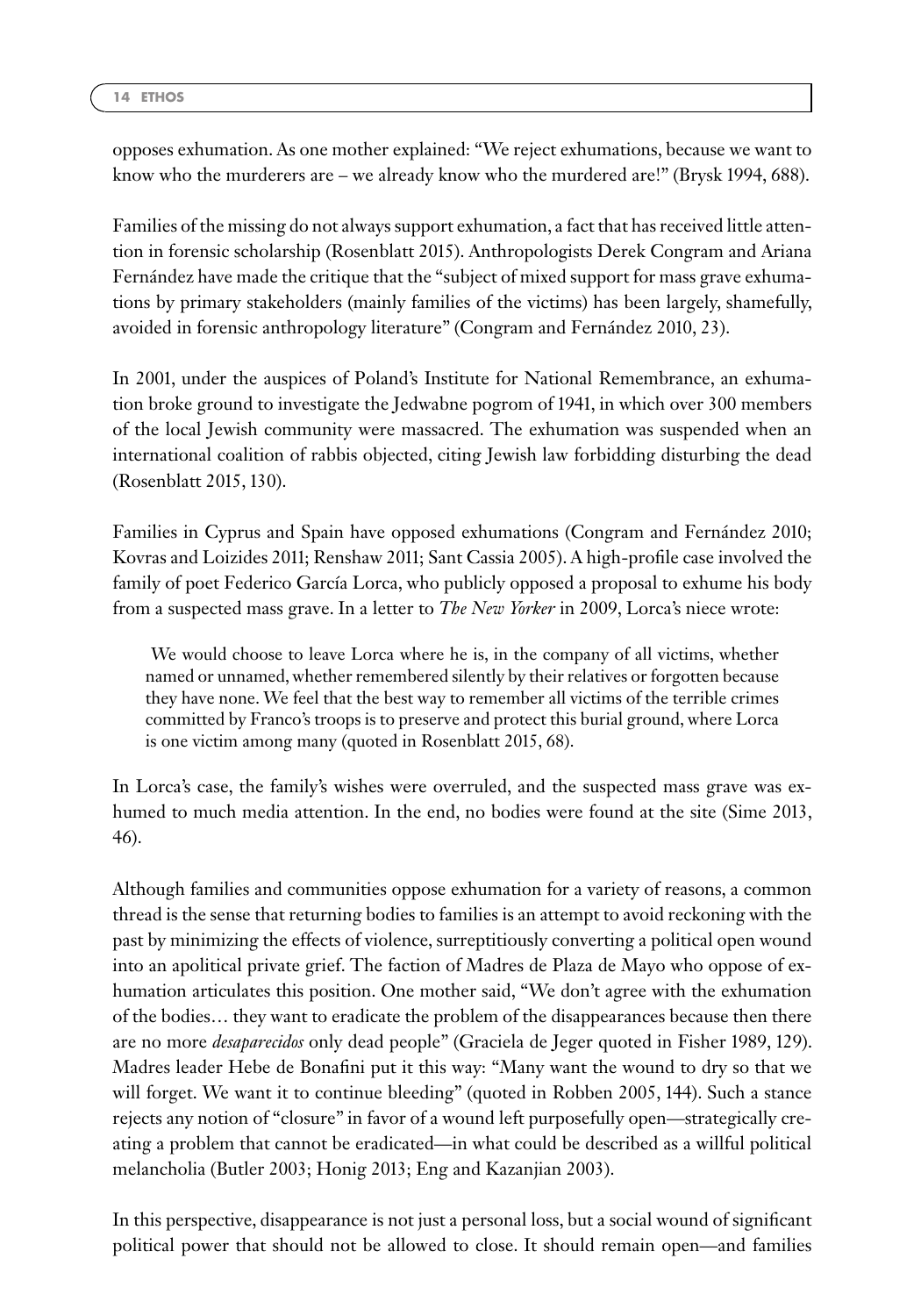opposes exhumation. As one mother explained: "We reject exhumations, because we want to know who the murderers are – we already know who the murdered are!" (Brysk 1994, 688).

Families of the missing do not always support exhumation, a fact that has received little attention in forensic scholarship (Rosenblatt 2015). Anthropologists Derek Congram and Ariana Fernández have made the critique that the "subject of mixed support for mass grave exhumations by primary stakeholders (mainly families of the victims) has been largely, shamefully, avoided in forensic anthropology literature" (Congram and Fernández 2010, 23).

In 2001, under the auspices of Poland's Institute for National Remembrance, an exhumation broke ground to investigate the Jedwabne pogrom of 1941, in which over 300 members of the local Jewish community were massacred. The exhumation was suspended when an international coalition of rabbis objected, citing Jewish law forbidding disturbing the dead (Rosenblatt 2015, 130).

Families in Cyprus and Spain have opposed exhumations (Congram and Fernández 2010; Kovras and Loizides 2011; Renshaw 2011; Sant Cassia 2005). A high-profile case involved the family of poet Federico García Lorca, who publicly opposed a proposal to exhume his body from a suspected mass grave. In a letter to *The New Yorker* in 2009, Lorca's niece wrote:

> We would choose to leave Lorca where he is, in the company of all victims, whether named or unnamed, whether remembered silently by their relatives or forgotten because they have none. We feel that the best way to remember all victims of the terrible crimes committed by Franco's troops is to preserve and protect this burial ground, where Lorca is one victim among many (quoted in Rosenblatt 2015, 68).

In Lorca's case, the family's wishes were overruled, and the suspected mass grave was exhumed to much media attention. In the end, no bodies were found at the site (Sime 2013, 46).

Although families and communities oppose exhumation for a variety of reasons, a common thread is the sense that returning bodies to families is an attempt to avoid reckoning with the past by minimizing the effects of violence, surreptitiously converting a political open wound into an apolitical private grief. The faction of Madres de Plaza de Mayo who oppose of exhumation articulates this position. One mother said, "We don't agree with the exhumation of the bodies… they want to eradicate the problem of the disappearances because then there are no more *desaparecidos* only dead people" (Graciela de Jeger quoted in Fisher 1989, 129). Madres leader Hebe de Bonafini put it this way: "Many want the wound to dry so that we will forget. We want it to continue bleeding" (quoted in Robben 2005, 144). Such a stance rejects any notion of "closure" in favor of a wound left purposefully open—strategically creating a problem that cannot be eradicated—in what could be described as a willful political melancholia (Butler 2003; Honig 2013; Eng and Kazanjian 2003).

In this perspective, disappearance is not just a personal loss, but a social wound of significant political power that should not be allowed to close. It should remain open—and families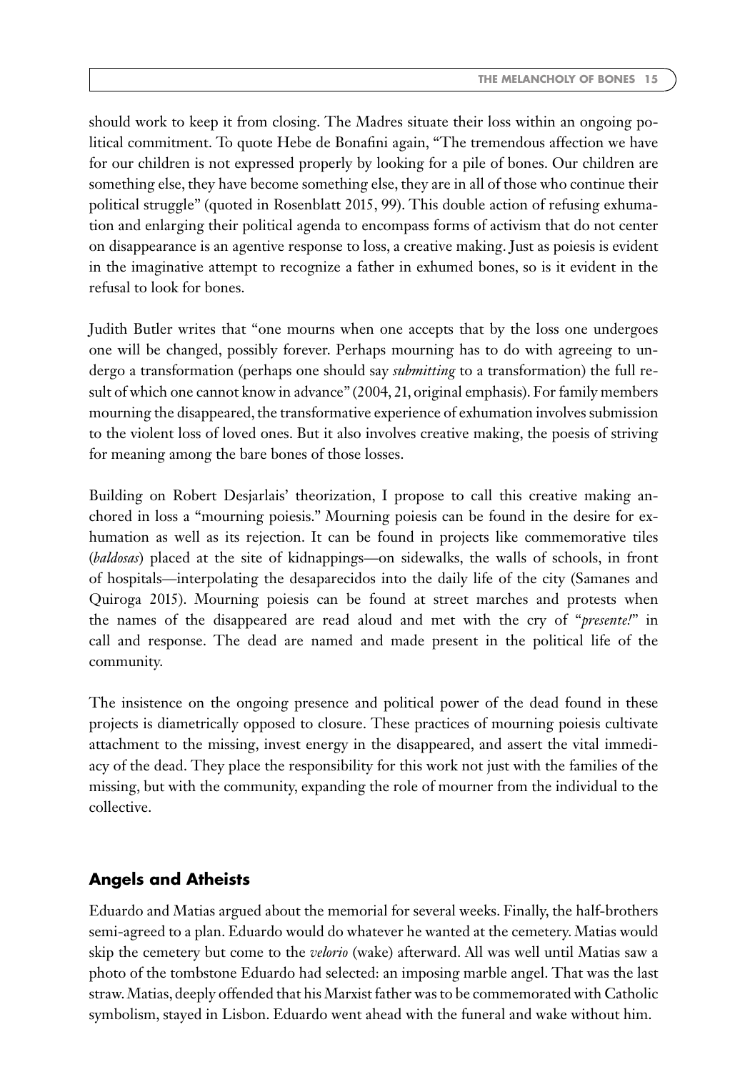should work to keep it from closing. The Madres situate their loss within an ongoing political commitment. To quote Hebe de Bonafini again, "The tremendous affection we have for our children is not expressed properly by looking for a pile of bones. Our children are something else, they have become something else, they are in all of those who continue their political struggle" (quoted in Rosenblatt 2015, 99). This double action of refusing exhumation and enlarging their political agenda to encompass forms of activism that do not center on disappearance is an agentive response to loss, a creative making. Just as poiesis is evident in the imaginative attempt to recognize a father in exhumed bones, so is it evident in the refusal to look for bones.

Judith Butler writes that "one mourns when one accepts that by the loss one undergoes one will be changed, possibly forever. Perhaps mourning has to do with agreeing to undergo a transformation (perhaps one should say *submitting* to a transformation) the full result of which one cannot know in advance" (2004, 21, original emphasis). For family members mourning the disappeared, the transformative experience of exhumation involves submission to the violent loss of loved ones. But it also involves creative making, the poesis of striving for meaning among the bare bones of those losses.

Building on Robert Desjarlais' theorization, I propose to call this creative making anchored in loss a "mourning poiesis." Mourning poiesis can be found in the desire for exhumation as well as its rejection. It can be found in projects like commemorative tiles (*baldosas*) placed at the site of kidnappings—on sidewalks, the walls of schools, in front of hospitals—interpolating the desaparecidos into the daily life of the city (Samanes and Quiroga 2015). Mourning poiesis can be found at street marches and protests when the names of the disappeared are read aloud and met with the cry of "*presente!*" in call and response. The dead are named and made present in the political life of the community.

The insistence on the ongoing presence and political power of the dead found in these projects is diametrically opposed to closure. These practices of mourning poiesis cultivate attachment to the missing, invest energy in the disappeared, and assert the vital immediacy of the dead. They place the responsibility for this work not just with the families of the missing, but with the community, expanding the role of mourner from the individual to the collective.

## Angels and Atheists

Eduardo and Matias argued about the memorial for several weeks. Finally, the half-brothers semi-agreed to a plan. Eduardo would do whatever he wanted at the cemetery. Matias would skip the cemetery but come to the *velorio* (wake) afterward. All was well until Matias saw a photo of the tombstone Eduardo had selected: an imposing marble angel. That was the last straw. Matias, deeply offended that his Marxist father was to be commemorated with Catholic symbolism, stayed in Lisbon. Eduardo went ahead with the funeral and wake without him.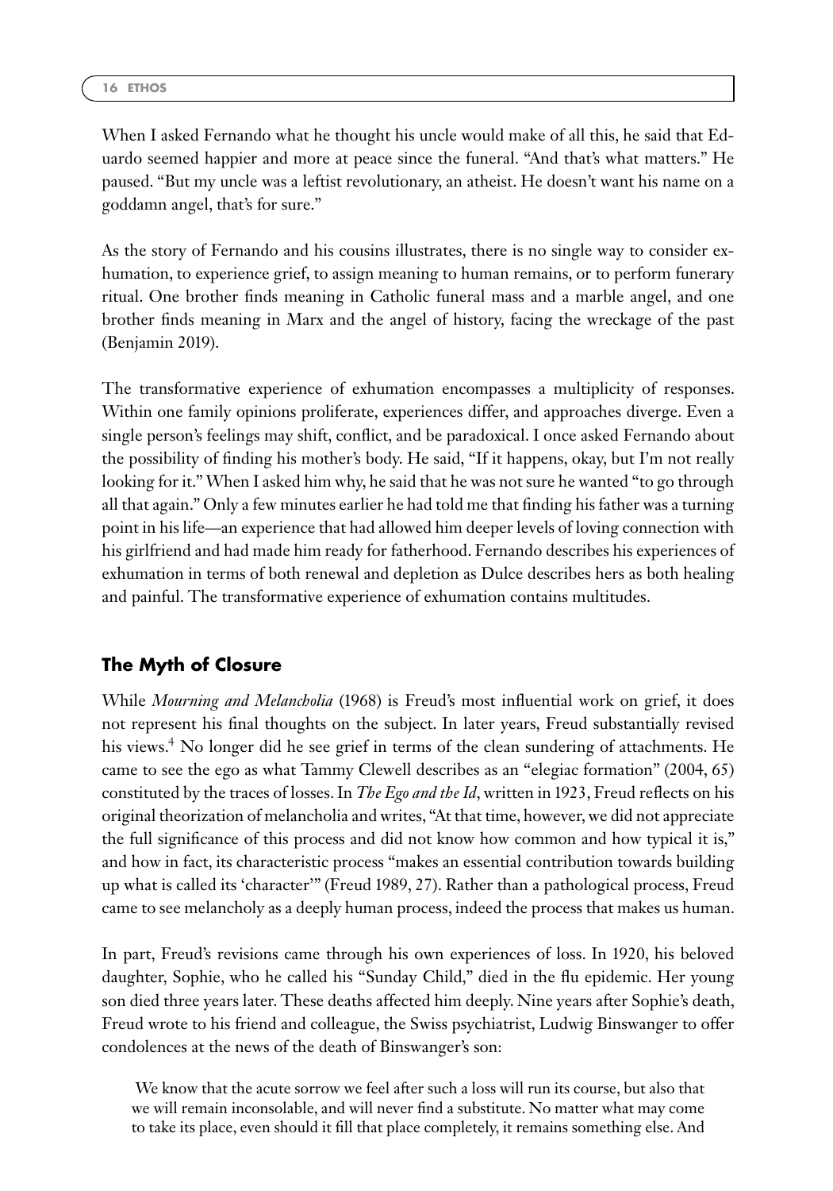When I asked Fernando what he thought his uncle would make of all this, he said that Eduardo seemed happier and more at peace since the funeral. "And that's what matters." He paused. "But my uncle was a leftist revolutionary, an atheist. He doesn't want his name on a goddamn angel, that's for sure."

As the story of Fernando and his cousins illustrates, there is no single way to consider exhumation, to experience grief, to assign meaning to human remains, or to perform funerary ritual. One brother finds meaning in Catholic funeral mass and a marble angel, and one brother finds meaning in Marx and the angel of history, facing the wreckage of the past (Benjamin 2019).

The transformative experience of exhumation encompasses a multiplicity of responses. Within one family opinions proliferate, experiences differ, and approaches diverge. Even a single person's feelings may shift, conflict, and be paradoxical. I once asked Fernando about the possibility of finding his mother's body. He said, "If it happens, okay, but I'm not really looking for it." When I asked him why, he said that he was not sure he wanted "to go through all that again." Only a few minutes earlier he had told me that finding his father was a turning point in his life—an experience that had allowed him deeper levels of loving connection with his girlfriend and had made him ready for fatherhood. Fernando describes his experiences of exhumation in terms of both renewal and depletion as Dulce describes hers as both healing and painful. The transformative experience of exhumation contains multitudes.

## The Myth of Closure

While *Mourning and Melancholia* (1968) is Freud's most influential work on grief, it does not represent his final thoughts on the subject. In later years, Freud substantially revised his views.[4] No longer did he see grief in terms of the clean sundering of attachments. He came to see the ego as what Tammy Clewell describes as an "elegiac formation" (2004, 65) constituted by the traces of losses. In *The Ego and the Id*, written in 1923, Freud reflects on his original theorization of melancholia and writes, "At that time, however, we did not appreciate the full significance of this process and did not know how common and how typical it is," and how in fact, its characteristic process "makes an essential contribution towards building up what is called its 'character'" (Freud 1989, 27). Rather than a pathological process, Freud came to see melancholy as a deeply human process, indeed the process that makes us human.

In part, Freud's revisions came through his own experiences of loss. In 1920, his beloved daughter, Sophie, who he called his "Sunday Child," died in the flu epidemic. Her young son died three years later. These deaths affected him deeply. Nine years after Sophie's death, Freud wrote to his friend and colleague, the Swiss psychiatrist, Ludwig Binswanger to offer condolences at the news of the death of Binswanger's son:

> We know that the acute sorrow we feel after such a loss will run its course, but also that we will remain inconsolable, and will never find a substitute. No matter what may come to take its place, even should it fill that place completely, it remains something else. And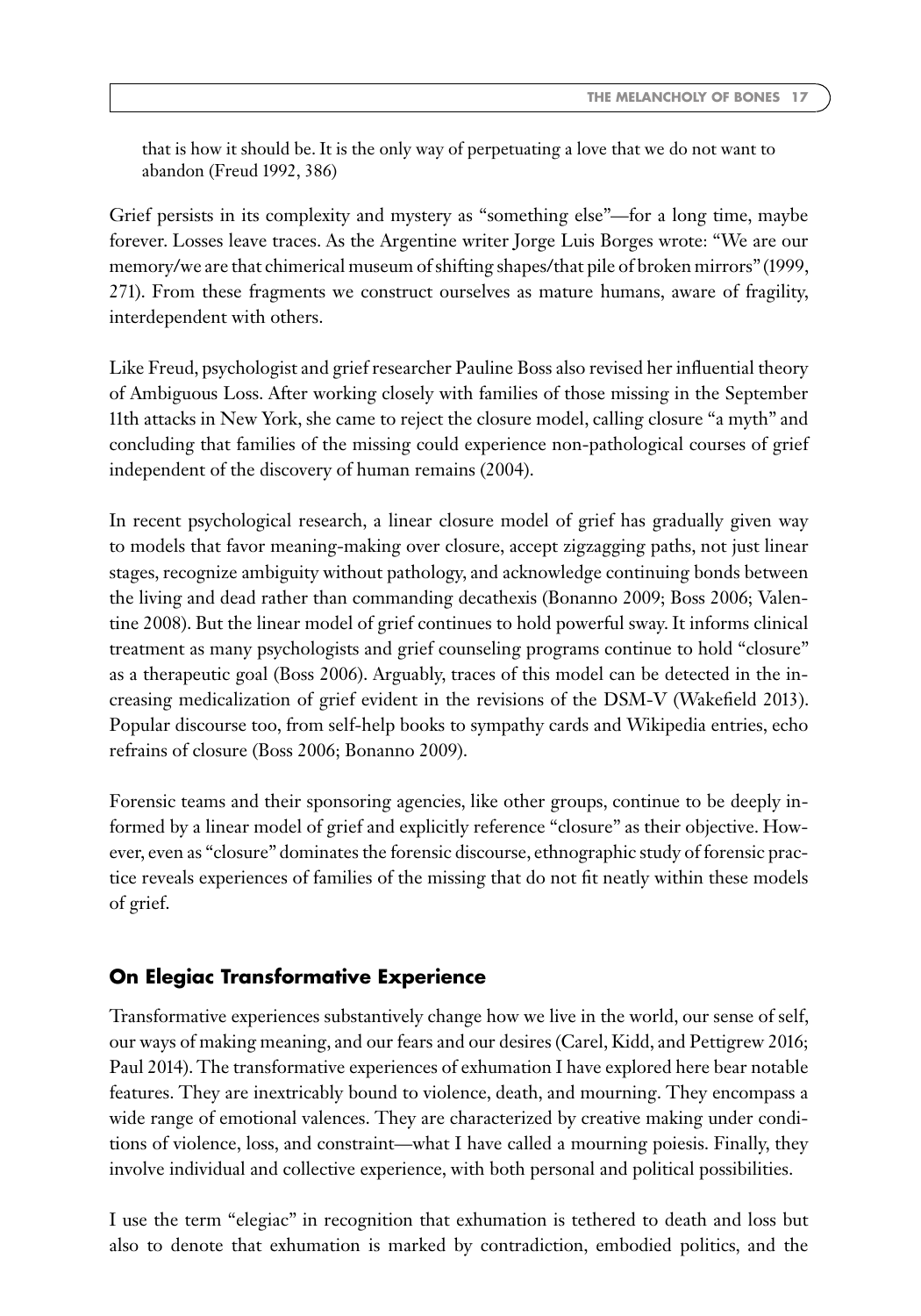that is how it should be. It is the only way of perpetuating a love that we do not want to abandon (Freud 1992, 386)

Grief persists in its complexity and mystery as "something else"—for a long time, maybe forever. Losses leave traces. As the Argentine writer Jorge Luis Borges wrote: "We are our memory/we are that chimerical museum of shifting shapes/that pile of broken mirrors" (1999, 271). From these fragments we construct ourselves as mature humans, aware of fragility, interdependent with others.

Like Freud, psychologist and grief researcher Pauline Boss also revised her influential theory of Ambiguous Loss. After working closely with families of those missing in the September 11th attacks in New York, she came to reject the closure model, calling closure "a myth" and concluding that families of the missing could experience non-pathological courses of grief independent of the discovery of human remains (2004).

In recent psychological research, a linear closure model of grief has gradually given way to models that favor meaning-making over closure, accept zigzagging paths, not just linear stages, recognize ambiguity without pathology, and acknowledge continuing bonds between the living and dead rather than commanding decathexis (Bonanno 2009; Boss 2006; Valentine 2008). But the linear model of grief continues to hold powerful sway. It informs clinical treatment as many psychologists and grief counseling programs continue to hold "closure" as a therapeutic goal (Boss 2006). Arguably, traces of this model can be detected in the increasing medicalization of grief evident in the revisions of the DSM-V (Wakefield 2013). Popular discourse too, from self-help books to sympathy cards and Wikipedia entries, echo refrains of closure (Boss 2006; Bonanno 2009).

Forensic teams and their sponsoring agencies, like other groups, continue to be deeply informed by a linear model of grief and explicitly reference "closure" as their objective. However, even as "closure" dominates the forensic discourse, ethnographic study of forensic practice reveals experiences of families of the missing that do not fit neatly within these models of grief.

## On Elegiac Transformative Experience

Transformative experiences substantively change how we live in the world, our sense of self, our ways of making meaning, and our fears and our desires (Carel, Kidd, and Pettigrew 2016; Paul 2014). The transformative experiences of exhumation I have explored here bear notable features. They are inextricably bound to violence, death, and mourning. They encompass a wide range of emotional valences. They are characterized by creative making under conditions of violence, loss, and constraint—what I have called a mourning poiesis. Finally, they involve individual and collective experience, with both personal and political possibilities.

I use the term "elegiac" in recognition that exhumation is tethered to death and loss but also to denote that exhumation is marked by contradiction, embodied politics, and the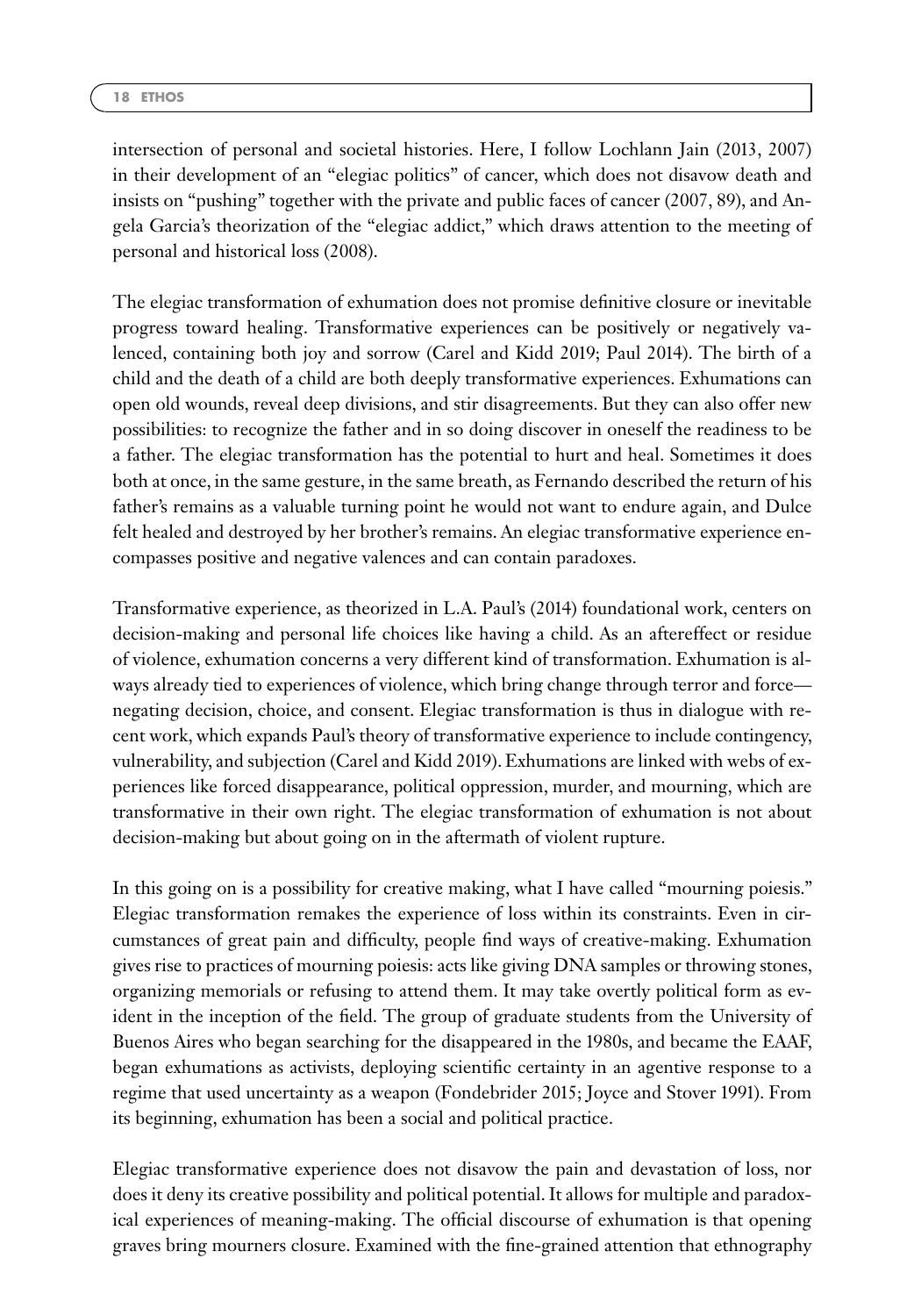intersection of personal and societal histories. Here, I follow Lochlann Jain (2013, 2007) in their development of an "elegiac politics" of cancer, which does not disavow death and insists on "pushing" together with the private and public faces of cancer (2007, 89), and Angela Garcia's theorization of the "elegiac addict," which draws attention to the meeting of personal and historical loss (2008).

The elegiac transformation of exhumation does not promise definitive closure or inevitable progress toward healing. Transformative experiences can be positively or negatively valenced, containing both joy and sorrow (Carel and Kidd 2019; Paul 2014). The birth of a child and the death of a child are both deeply transformative experiences. Exhumations can open old wounds, reveal deep divisions, and stir disagreements. But they can also offer new possibilities: to recognize the father and in so doing discover in oneself the readiness to be a father. The elegiac transformation has the potential to hurt and heal. Sometimes it does both at once, in the same gesture, in the same breath, as Fernando described the return of his father's remains as a valuable turning point he would not want to endure again, and Dulce felt healed and destroyed by her brother's remains. An elegiac transformative experience encompasses positive and negative valences and can contain paradoxes.

Transformative experience, as theorized in L.A. Paul's (2014) foundational work, centers on decision-making and personal life choices like having a child. As an aftereffect or residue of violence, exhumation concerns a very different kind of transformation. Exhumation is always already tied to experiences of violence, which bring change through terror and force—negating decision, choice, and consent. Elegiac transformation is thus in dialogue with recent work, which expands Paul's theory of transformative experience to include contingency, vulnerability, and subjection (Carel and Kidd 2019). Exhumations are linked with webs of experiences like forced disappearance, political oppression, murder, and mourning, which are transformative in their own right. The elegiac transformation of exhumation is not about decision-making but about going on in the aftermath of violent rupture.

In this going on is a possibility for creative making, what I have called "mourning poiesis." Elegiac transformation remakes the experience of loss within its constraints. Even in circumstances of great pain and difficulty, people find ways of creative-making. Exhumation gives rise to practices of mourning poiesis: acts like giving DNA samples or throwing stones, organizing memorials or refusing to attend them. It may take overtly political form as evident in the inception of the field. The group of graduate students from the University of Buenos Aires who began searching for the disappeared in the 1980s, and became the EAAF, began exhumations as activists, deploying scientific certainty in an agentive response to a regime that used uncertainty as a weapon (Fondebrider 2015; Joyce and Stover 1991). From its beginning, exhumation has been a social and political practice.

Elegiac transformative experience does not disavow the pain and devastation of loss, nor does it deny its creative possibility and political potential. It allows for multiple and paradoxical experiences of meaning-making. The official discourse of exhumation is that opening graves bring mourners closure. Examined with the fine-grained attention that ethnography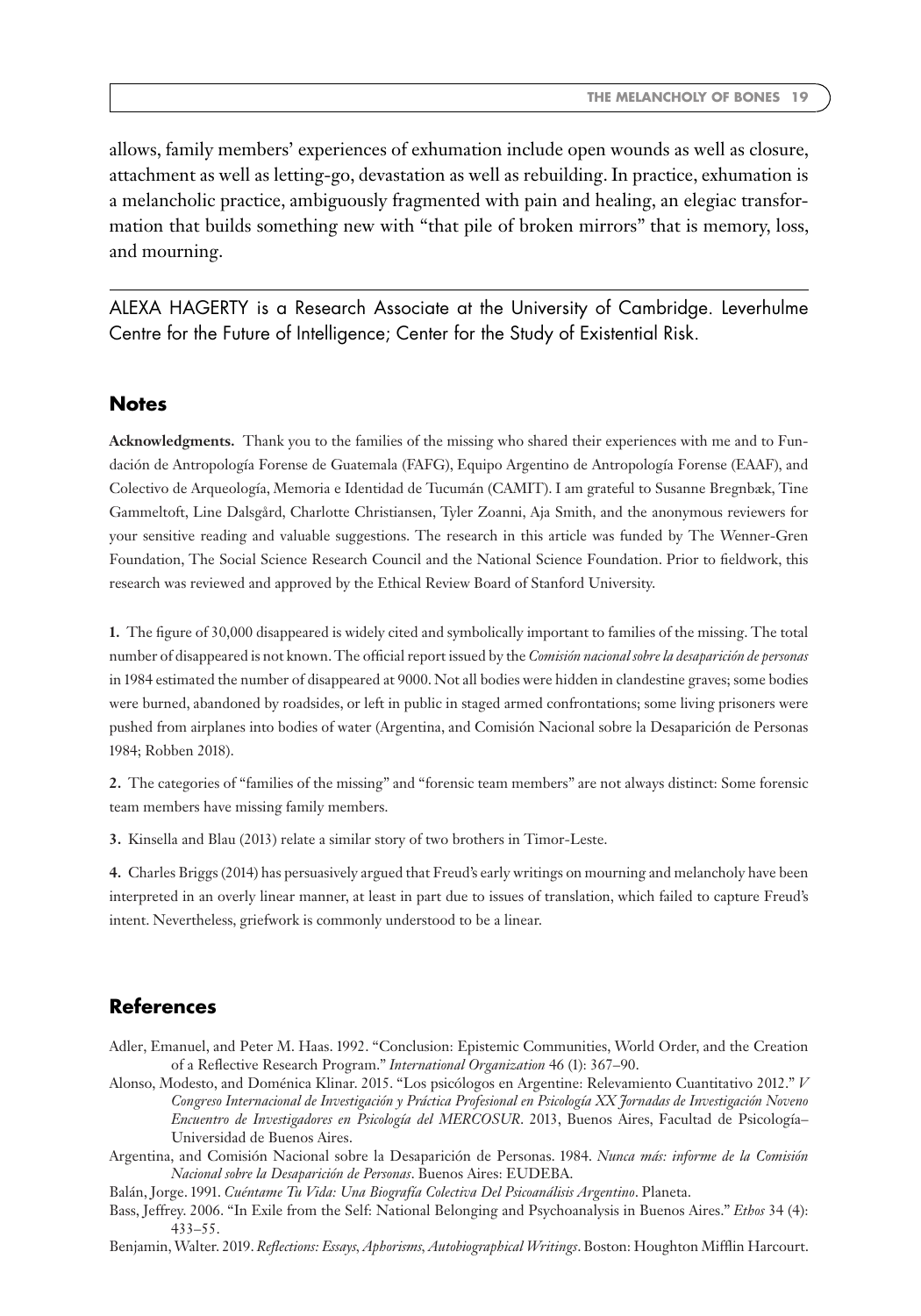allows, family members' experiences of exhumation include open wounds as well as closure, attachment as well as letting-go, devastation as well as rebuilding. In practice, exhumation is a melancholic practice, ambiguously fragmented with pain and healing, an elegiac transformation that builds something new with "that pile of broken mirrors" that is memory, loss, and mourning.

---

ALEXA HAGERTY is a Research Associate at the University of Cambridge. Leverhulme Centre for the Future of Intelligence; Center for the Study of Existential Risk.

## Notes

**Acknowledgments.** Thank you to the families of the missing who shared their experiences with me and to Fundación de Antropología Forense de Guatemala (FAFG), Equipo Argentino de Antropología Forense (EAAF), and Colectivo de Arqueología, Memoria e Identidad de Tucumán (CAMIT). I am grateful to Susanne Bregnbæk, Tine Gammeltoft, Line Dalsgård, Charlotte Christiansen, Tyler Zoanni, Aja Smith, and the anonymous reviewers for your sensitive reading and valuable suggestions. The research in this article was funded by The Wenner-Gren Foundation, The Social Science Research Council and the National Science Foundation. Prior to fieldwork, this research was reviewed and approved by the Ethical Review Board of Stanford University.

**1.** The figure of 30,000 disappeared is widely cited and symbolically important to families of the missing. The total number of disappeared is not known. The official report issued by the *Comisión nacional sobre la desaparición de personas* in 1984 estimated the number of disappeared at 9000. Not all bodies were hidden in clandestine graves; some bodies were burned, abandoned by roadsides, or left in public in staged armed confrontations; some living prisoners were pushed from airplanes into bodies of water (Argentina, and Comisión Nacional sobre la Desaparición de Personas 1984; Robben 2018).

**2.** The categories of "families of the missing" and "forensic team members" are not always distinct: Some forensic team members have missing family members.

**3.** Kinsella and Blau (2013) relate a similar story of two brothers in Timor-Leste.

**4.** Charles Briggs (2014) has persuasively argued that Freud's early writings on mourning and melancholy have been interpreted in an overly linear manner, at least in part due to issues of translation, which failed to capture Freud's intent. Nevertheless, griefwork is commonly understood to be a linear.

## References

Adler, Emanuel, and Peter M. Haas. 1992. "Conclusion: Epistemic Communities, World Order, and the Creation of a Reflective Research Program." *International Organization* 46 (1): 367–90.

Alonso, Modesto, and Doménica Klinar. 2015. "Los psicólogos en Argentine: Relevamiento Cuantitativo 2012." *V Congreso Internacional de Investigación y Práctica Profesional en Psicología XX Jornadas de Investigación Noveno Encuentro de Investigadores en Psicología del MERCOSUR*. 2013, Buenos Aires, Facultad de Psicología–Universidad de Buenos Aires.

Argentina, and Comisión Nacional sobre la Desaparición de Personas. 1984. *Nunca más: informe de la Comisión Nacional sobre la Desaparición de Personas*. Buenos Aires: EUDEBA.

Balán, Jorge. 1991. *Cuéntame Tu Vida: Una Biografía Colectiva Del Psicoanálisis Argentino*. Planeta.

Bass, Jeffrey. 2006. "In Exile from the Self: National Belonging and Psychoanalysis in Buenos Aires." *Ethos* 34 (4): 433–55.

Benjamin, Walter. 2019. *Reflections: Essays, Aphorisms, Autobiographical Writings*. Boston: Houghton Mifflin Harcourt.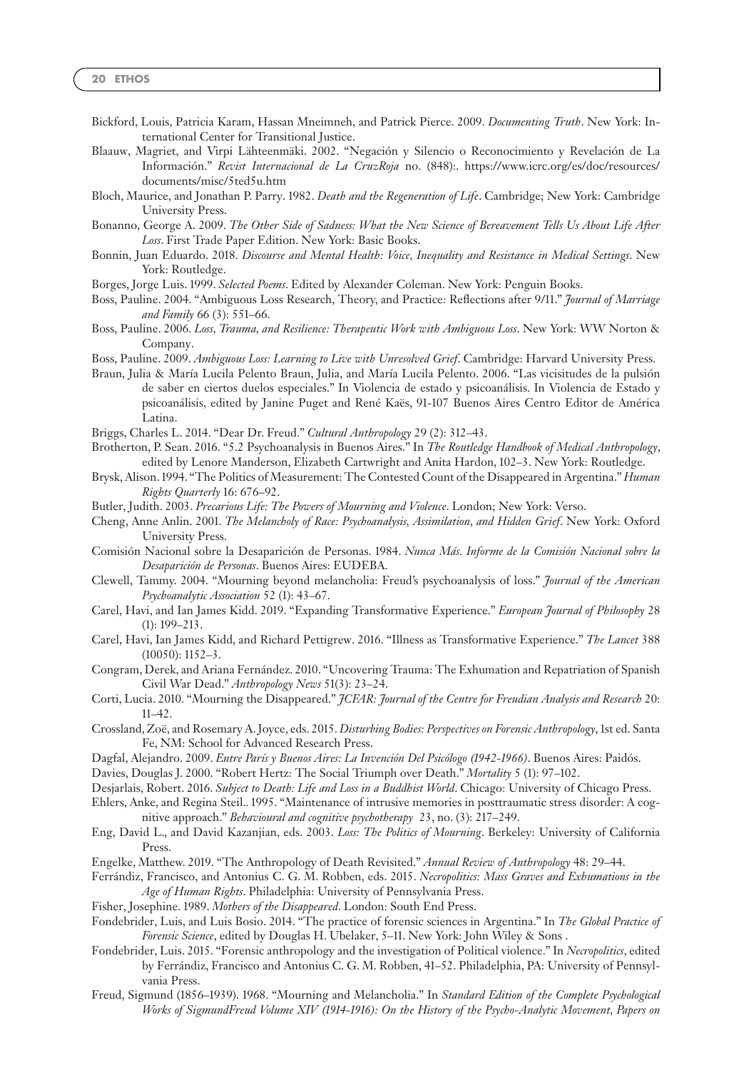Bickford, Louis, Patricia Karam, Hassan Mneimneh, and Patrick Pierce. 2009. *Documenting Truth*. New York: International Center for Transitional Justice.

Blaauw, Magriet, and Virpi Lähteenmäki. 2002. "Negación y Silencio o Reconocimiento y Revelación de La Información." *Revist Internacional de La CruzRoja* no. (848):. https://www.icrc.org/es/doc/resources/documents/misc/5ted5u.htm

Bloch, Maurice, and Jonathan P. Parry. 1982. *Death and the Regeneration of Life*. Cambridge; New York: Cambridge University Press.

Bonanno, George A. 2009. *The Other Side of Sadness: What the New Science of Bereavement Tells Us About Life After Loss*. First Trade Paper Edition. New York: Basic Books.

Bonnin, Juan Eduardo. 2018. *Discourse and Mental Health: Voice, Inequality and Resistance in Medical Settings*. New York: Routledge.

Borges, Jorge Luis. 1999. *Selected Poems*. Edited by Alexander Coleman. New York: Penguin Books.

Boss, Pauline. 2004. "Ambiguous Loss Research, Theory, and Practice: Reflections after 9/11." *Journal of Marriage and Family* 66 (3): 551–66.

Boss, Pauline. 2006. *Loss, Trauma, and Resilience: Therapeutic Work with Ambiguous Loss*. New York: WW Norton & Company.

Boss, Pauline. 2009. *Ambiguous Loss: Learning to Live with Unresolved Grief*. Cambridge: Harvard University Press.

Braun, Julia & María Lucila Pelento Braun, Julia, and María Lucila Pelento. 2006. "Las vicisitudes de la pulsión de saber en ciertos duelos especiales." In Violencia de estado y psicoanálisis. In Violencia de Estado y psicoanálisis, edited by Janine Puget and René Kaës, 91-107 Buenos Aires Centro Editor de América Latina.

Briggs, Charles L. 2014. "Dear Dr. Freud." *Cultural Anthropology* 29 (2): 312–43.

Brotherton, P. Sean. 2016. "5.2 Psychoanalysis in Buenos Aires." In *The Routledge Handbook of Medical Anthropology*, edited by Lenore Manderson, Elizabeth Cartwright and Anita Hardon, 102–3. New York: Routledge.

Brysk, Alison. 1994. "The Politics of Measurement: The Contested Count of the Disappeared in Argentina." *Human Rights Quarterly* 16: 676–92.

Butler, Judith. 2003. *Precarious Life: The Powers of Mourning and Violence*. London; New York: Verso.

Cheng, Anne Anlin. 2001. *The Melancholy of Race: Psychoanalysis, Assimilation, and Hidden Grief*. New York: Oxford University Press.

Comisión Nacional sobre la Desaparición de Personas. 1984. *Nunca Más. Informe de la Comisión Nacional sobre la Desaparición de Personas*. Buenos Aires: EUDEBA.

Clewell, Tammy. 2004. "Mourning beyond melancholia: Freud's psychoanalysis of loss." *Journal of the American Psychoanalytic Association* 52 (1): 43–67.

Carel, Havi, and Ian James Kidd. 2019. "Expanding Transformative Experience." *European Journal of Philosophy* 28 (1): 199–213.

Carel, Havi, Ian James Kidd, and Richard Pettigrew. 2016. "Illness as Transformative Experience." *The Lancet* 388 (10050): 1152–3.

Congram, Derek, and Ariana Fernández. 2010. "Uncovering Trauma: The Exhumation and Repatriation of Spanish Civil War Dead." *Anthropology News* 51(3): 23–24.

Corti, Lucia. 2010. "Mourning the Disappeared." *JCFAR: Journal of the Centre for Freudian Analysis and Research* 20: 11–42.

Crossland, Zoë, and Rosemary A. Joyce, eds. 2015. *Disturbing Bodies: Perspectives on Forensic Anthropology*, 1st ed. Santa Fe, NM: School for Advanced Research Press.

Dagfal, Alejandro. 2009. *Entre París y Buenos Aires: La Invención Del Psicólogo (1942-1966)*. Buenos Aires: Paidós.

Davies, Douglas J. 2000. "Robert Hertz: The Social Triumph over Death." *Mortality* 5 (1): 97–102.

Desjarlais, Robert. 2016. *Subject to Death: Life and Loss in a Buddhist World*. Chicago: University of Chicago Press.

Ehlers, Anke, and Regina Steil.. 1995. "Maintenance of intrusive memories in posttraumatic stress disorder: A cognitive approach." *Behavioural and cognitive psychotherapy* 23, no. (3): 217–249.

Eng, David L., and David Kazanjian, eds. 2003. *Loss: The Politics of Mourning*. Berkeley: University of California Press.

Engelke, Matthew. 2019. "The Anthropology of Death Revisited." *Annual Review of Anthropology* 48: 29–44.

Ferrándiz, Francisco, and Antonius C. G. M. Robben, eds. 2015. *Necropolitics: Mass Graves and Exhumations in the Age of Human Rights*. Philadelphia: University of Pennsylvania Press.

Fisher, Josephine. 1989. *Mothers of the Disappeared*. London: South End Press.

Fondebrider, Luis, and Luis Bosio. 2014. "The practice of forensic sciences in Argentina." In *The Global Practice of Forensic Science*, edited by Douglas H. Ubelaker, 5–11. New York: John Wiley & Sons .

Fondebrider, Luis. 2015. "Forensic anthropology and the investigation of Political violence." In *Necropolitics*, edited by Ferrándiz, Francisco and Antonius C. G. M. Robben, 41–52. Philadelphia, PA: University of Pennsylvania Press.

Freud, Sigmund (1856–1939). 1968. "Mourning and Melancholia." In *Standard Edition of the Complete Psychological Works of SigmundFreud Volume XIV (1914-1916): On the History of the Psycho-Analytic Movement, Papers on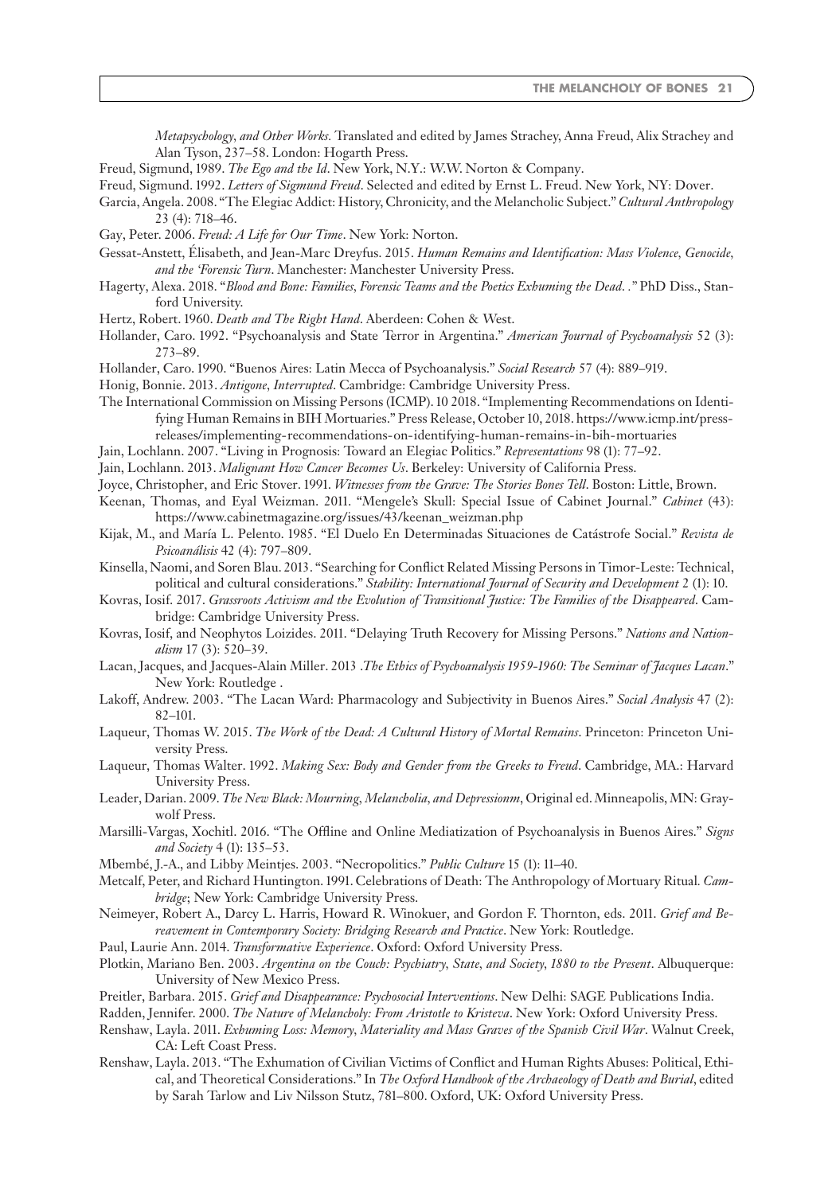*Metapsychology, and Other Works.* Translated and edited by James Strachey, Anna Freud, Alix Strachey and Alan Tyson, 237–58. London: Hogarth Press.

Freud, Sigmund, 1989. *The Ego and the Id*. New York, N.Y.: W.W. Norton & Company.

Freud, Sigmund. 1992. *Letters of Sigmund Freud*. Selected and edited by Ernst L. Freud. New York, NY: Dover.

Garcia, Angela. 2008. "The Elegiac Addict: History, Chronicity, and the Melancholic Subject." *Cultural Anthropology* 23 (4): 718–46.

Gay, Peter. 2006. *Freud: A Life for Our Time*. New York: Norton.

Gessat-Anstett, Élisabeth, and Jean-Marc Dreyfus. 2015. *Human Remains and Identification: Mass Violence, Genocide, and the 'Forensic Turn*. Manchester: Manchester University Press.

Hagerty, Alexa. 2018. "*Blood and Bone: Families, Forensic Teams and the Poetics Exhuming the Dead*. ." PhD Diss., Stanford University.

Hertz, Robert. 1960. *Death and The Right Hand*. Aberdeen: Cohen & West.

Hollander, Caro. 1992. "Psychoanalysis and State Terror in Argentina." *American Journal of Psychoanalysis* 52 (3): 273–89.

Hollander, Caro. 1990. "Buenos Aires: Latin Mecca of Psychoanalysis." *Social Research* 57 (4): 889–919.

Honig, Bonnie. 2013. *Antigone, Interrupted*. Cambridge: Cambridge University Press.

The International Commission on Missing Persons (ICMP). 10 2018. "Implementing Recommendations on Identifying Human Remains in BIH Mortuaries." Press Release, October 10, 2018. https://www.icmp.int/press-releases/implementing-recommendations-on-identifying-human-remains-in-bih-mortuaries

Jain, Lochlann. 2007. "Living in Prognosis: Toward an Elegiac Politics." *Representations* 98 (1): 77–92.

Jain, Lochlann. 2013. *Malignant How Cancer Becomes Us*. Berkeley: University of California Press.

Joyce, Christopher, and Eric Stover. 1991. *Witnesses from the Grave: The Stories Bones Tell*. Boston: Little, Brown.

Keenan, Thomas, and Eyal Weizman. 2011. "Mengele's Skull: Special Issue of Cabinet Journal." *Cabinet* (43): https://www.cabinetmagazine.org/issues/43/keenan_weizman.php

Kijak, M., and María L. Pelento. 1985. "El Duelo En Determinadas Situaciones de Catástrofe Social." *Revista de Psicoanálisis* 42 (4): 797–809.

Kinsella, Naomi, and Soren Blau. 2013. "Searching for Conflict Related Missing Persons in Timor-Leste: Technical, political and cultural considerations." *Stability: International Journal of Security and Development* 2 (1): 10.

Kovras, Iosif. 2017. *Grassroots Activism and the Evolution of Transitional Justice: The Families of the Disappeared*. Cambridge: Cambridge University Press.

Kovras, Iosif, and Neophytos Loizides. 2011. "Delaying Truth Recovery for Missing Persons." *Nations and Nationalism* 17 (3): 520–39.

Lacan, Jacques, and Jacques-Alain Miller. 2013 .*The Ethics of Psychoanalysis 1959-1960: The Seminar of Jacques Lacan*." New York: Routledge .

Lakoff, Andrew. 2003. "The Lacan Ward: Pharmacology and Subjectivity in Buenos Aires." *Social Analysis* 47 (2): 82–101.

Laqueur, Thomas W. 2015. *The Work of the Dead: A Cultural History of Mortal Remains*. Princeton: Princeton University Press.

Laqueur, Thomas Walter. 1992. *Making Sex: Body and Gender from the Greeks to Freud*. Cambridge, MA.: Harvard University Press.

Leader, Darian. 2009. *The New Black: Mourning, Melancholia, and Depressionm*, Original ed. Minneapolis, MN: Graywolf Press.

Marsilli-Vargas, Xochitl. 2016. "The Offline and Online Mediatization of Psychoanalysis in Buenos Aires." *Signs and Society* 4 (1): 135–53.

Mbembé, J.-A., and Libby Meintjes. 2003. "Necropolitics." *Public Culture* 15 (1): 11–40.

Metcalf, Peter, and Richard Huntington. 1991. Celebrations of Death: The Anthropology of Mortuary Ritual. *Cambridge*; New York: Cambridge University Press.

Neimeyer, Robert A., Darcy L. Harris, Howard R. Winokuer, and Gordon F. Thornton, eds. 2011. *Grief and Bereavement in Contemporary Society: Bridging Research and Practice*. New York: Routledge.

Paul, Laurie Ann. 2014. *Transformative Experience*. Oxford: Oxford University Press.

Plotkin, Mariano Ben. 2003. *Argentina on the Couch: Psychiatry, State, and Society, 1880 to the Present*. Albuquerque: University of New Mexico Press.

Preitler, Barbara. 2015. *Grief and Disappearance: Psychosocial Interventions*. New Delhi: SAGE Publications India.

Radden, Jennifer. 2000. *The Nature of Melancholy: From Aristotle to Kristeva*. New York: Oxford University Press.

Renshaw, Layla. 2011. *Exhuming Loss: Memory, Materiality and Mass Graves of the Spanish Civil War*. Walnut Creek, CA: Left Coast Press.

Renshaw, Layla. 2013. "The Exhumation of Civilian Victims of Conflict and Human Rights Abuses: Political, Ethical, and Theoretical Considerations." In *The Oxford Handbook of the Archaeology of Death and Burial*, edited by Sarah Tarlow and Liv Nilsson Stutz, 781–800. Oxford, UK: Oxford University Press.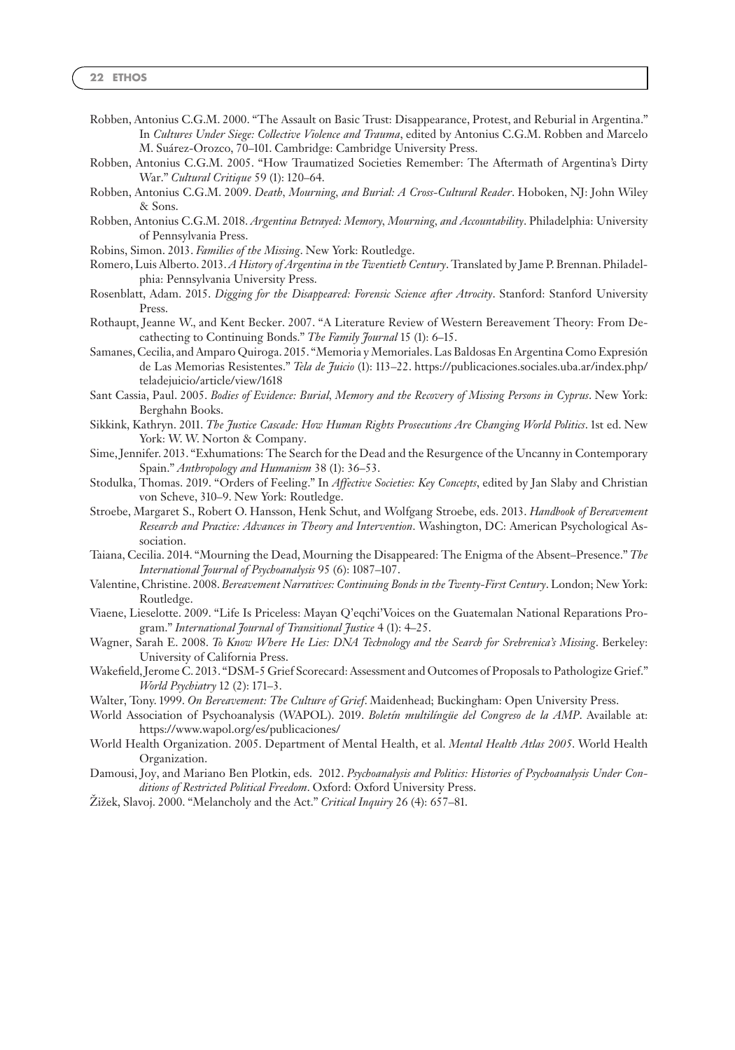Robben, Antonius C.G.M. 2000. "The Assault on Basic Trust: Disappearance, Protest, and Reburial in Argentina." In *Cultures Under Siege: Collective Violence and Trauma*, edited by Antonius C.G.M. Robben and Marcelo M. Suárez-Orozco, 70–101. Cambridge: Cambridge University Press.

Robben, Antonius C.G.M. 2005. "How Traumatized Societies Remember: The Aftermath of Argentina's Dirty War." *Cultural Critique* 59 (1): 120–64.

Robben, Antonius C.G.M. 2009. *Death, Mourning, and Burial: A Cross-Cultural Reader*. Hoboken, NJ: John Wiley & Sons.

Robben, Antonius C.G.M. 2018. *Argentina Betrayed: Memory, Mourning, and Accountability*. Philadelphia: University of Pennsylvania Press.

Robins, Simon. 2013. *Families of the Missing*. New York: Routledge.

Romero, Luis Alberto. 2013. *A History of Argentina in the Twentieth Century*. Translated by Jame P. Brennan. Philadelphia: Pennsylvania University Press.

Rosenblatt, Adam. 2015. *Digging for the Disappeared: Forensic Science after Atrocity*. Stanford: Stanford University Press.

Rothaupt, Jeanne W., and Kent Becker. 2007. "A Literature Review of Western Bereavement Theory: From Decathecting to Continuing Bonds." *The Family Journal* 15 (1): 6–15.

Samanes, Cecilia, and Amparo Quiroga. 2015. "Memoria y Memoriales. Las Baldosas En Argentina Como Expresión de Las Memorias Resistentes." *Tela de Juicio* (1): 113–22. https://publicaciones.sociales.uba.ar/index.php/teladejuicio/article/view/1618

Sant Cassia, Paul. 2005. *Bodies of Evidence: Burial, Memory and the Recovery of Missing Persons in Cyprus*. New York: Berghahn Books.

Sikkink, Kathryn. 2011. *The Justice Cascade: How Human Rights Prosecutions Are Changing World Politics*. 1st ed. New York: W. W. Norton & Company.

Sime, Jennifer. 2013. "Exhumations: The Search for the Dead and the Resurgence of the Uncanny in Contemporary Spain." *Anthropology and Humanism* 38 (1): 36–53.

Stodulka, Thomas. 2019. "Orders of Feeling." In *Affective Societies: Key Concepts*, edited by Jan Slaby and Christian von Scheve, 310–9. New York: Routledge.

Stroebe, Margaret S., Robert O. Hansson, Henk Schut, and Wolfgang Stroebe, eds. 2013. *Handbook of Bereavement Research and Practice: Advances in Theory and Intervention*. Washington, DC: American Psychological Association.

Taiana, Cecilia. 2014. "Mourning the Dead, Mourning the Disappeared: The Enigma of the Absent–Presence." *The International Journal of Psychoanalysis* 95 (6): 1087–107.

Valentine, Christine. 2008. *Bereavement Narratives: Continuing Bonds in the Twenty-First Century*. London; New York: Routledge.

Viaene, Lieselotte. 2009. "Life Is Priceless: Mayan Q'eqchi'Voices on the Guatemalan National Reparations Program." *International Journal of Transitional Justice* 4 (1): 4–25.

Wagner, Sarah E. 2008. *To Know Where He Lies: DNA Technology and the Search for Srebrenica's Missing*. Berkeley: University of California Press.

Wakefield, Jerome C. 2013. "DSM-5 Grief Scorecard: Assessment and Outcomes of Proposals to Pathologize Grief." *World Psychiatry* 12 (2): 171–3.

Walter, Tony. 1999. *On Bereavement: The Culture of Grief*. Maidenhead; Buckingham: Open University Press.

World Association of Psychoanalysis (WAPOL). 2019. *Boletín multilíngüe del Congreso de la AMP*. Available at: https://www.wapol.org/es/publicaciones/

World Health Organization. 2005. Department of Mental Health, et al. *Mental Health Atlas 2005*. World Health Organization.

Damousi, Joy, and Mariano Ben Plotkin, eds. 2012. *Psychoanalysis and Politics: Histories of Psychoanalysis Under Conditions of Restricted Political Freedom*. Oxford: Oxford University Press.

Žižek, Slavoj. 2000. "Melancholy and the Act." *Critical Inquiry* 26 (4): 657–81.